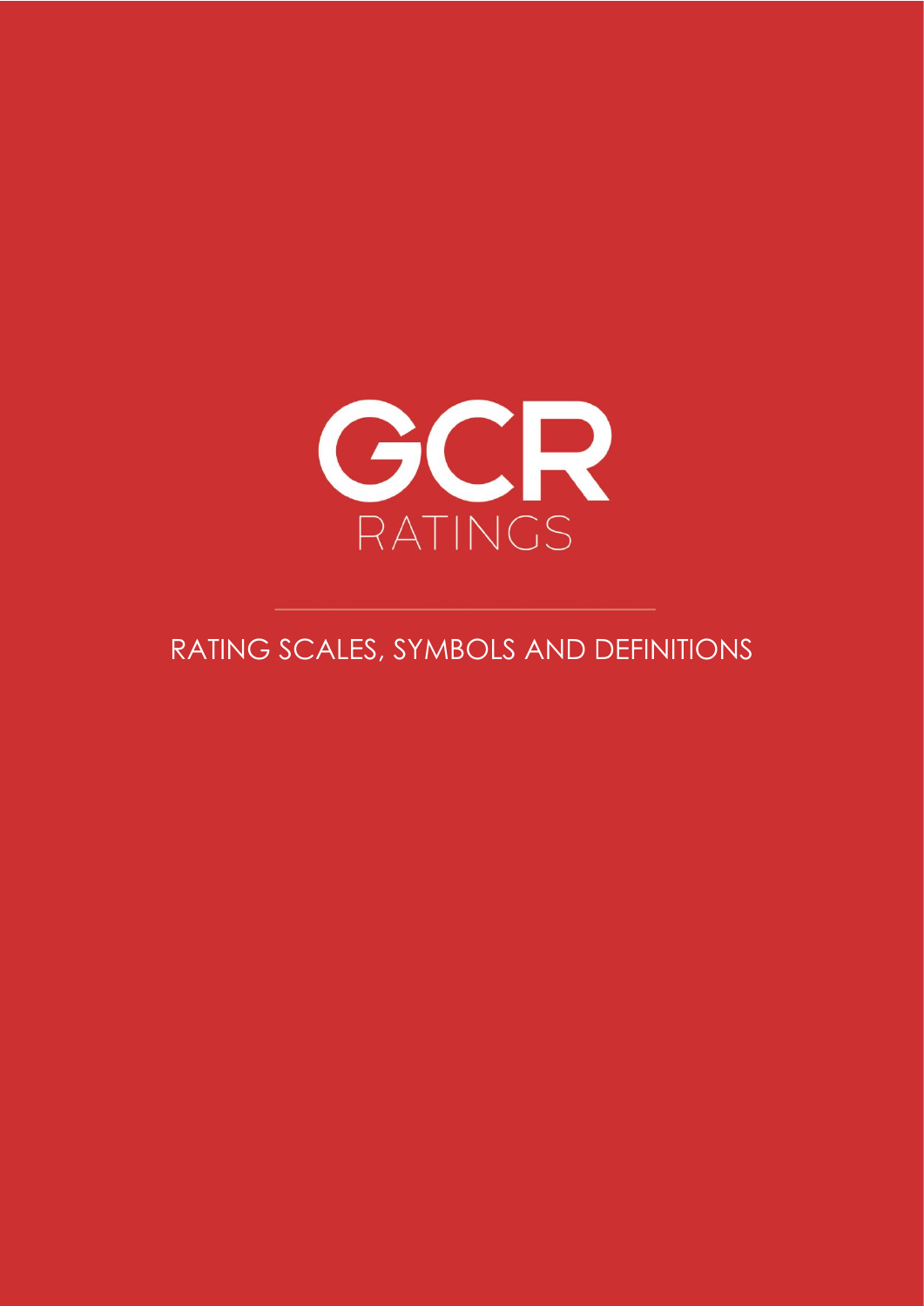GCR

RATINGS

# RATING SCALES, SYMBOLS AND DEFINITIONS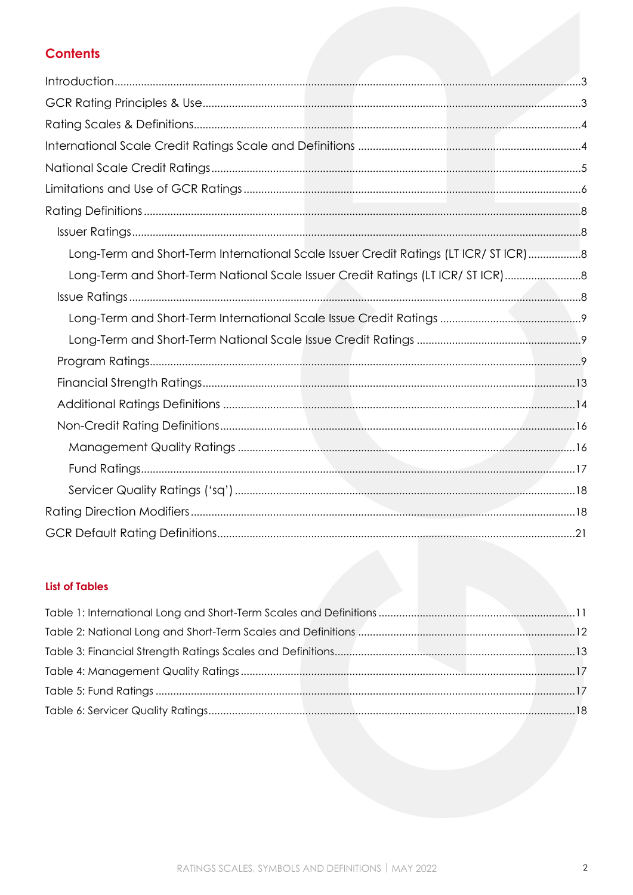## Contents

Introduction ... 3
GCR Rating Principles & Use ... 3
Rating Scales & Definitions ... 4
International Scale Credit Ratings Scale and Definitions ... 4
National Scale Credit Ratings ... 5
Limitations and Use of GCR Ratings ... 6
Rating Definitions ... 8
- Issuer Ratings ... 8
  - Long-Term and Short-Term International Scale Issuer Credit Ratings (LT ICR/ ST ICR) ... 8
  - Long-Term and Short-Term National Scale Issuer Credit Ratings (LT ICR/ ST ICR) ... 8
- Issue Ratings ... 8
  - Long-Term and Short-Term International Scale Issue Credit Ratings ... 9
  - Long-Term and Short-Term National Scale Issue Credit Ratings ... 9
- Program Ratings ... 9
- Financial Strength Ratings ... 13
- Additional Ratings Definitions ... 14
- Non-Credit Rating Definitions ... 16
  - Management Quality Ratings ... 16
  - Fund Ratings ... 17
  - Servicer Quality Ratings ('sq') ... 18

Rating Direction Modifiers ... 18
GCR Default Rating Definitions ... 21

### List of Tables

Table 1: International Long and Short-Term Scales and Definitions ... 11
Table 2: National Long and Short-Term Scales and Definitions ... 12
Table 3: Financial Strength Ratings Scales and Definitions ... 13
Table 4: Management Quality Ratings ... 17
Table 5: Fund Ratings ... 17
Table 6: Servicer Quality Ratings ... 18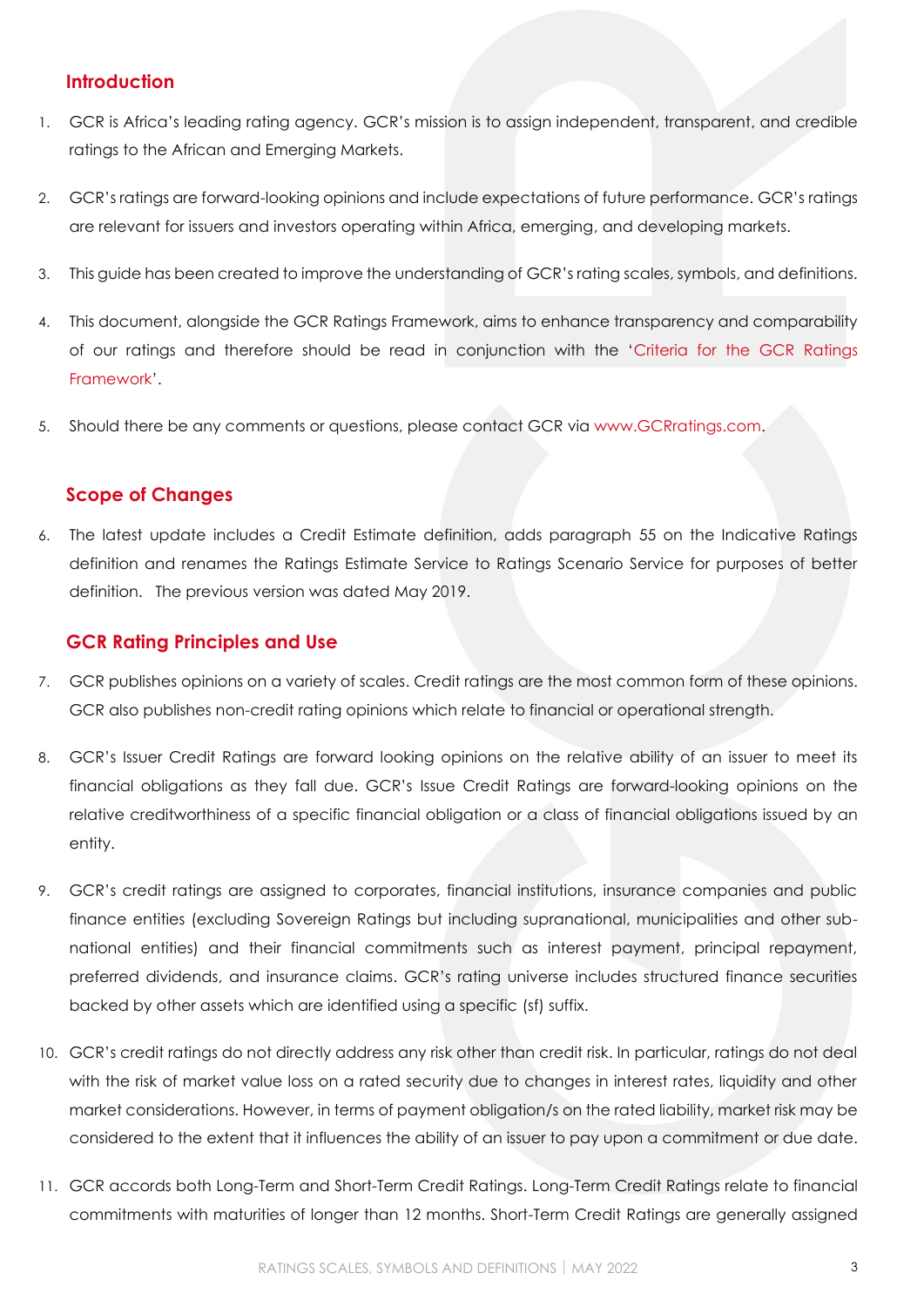## Introduction

1. GCR is Africa's leading rating agency. GCR's mission is to assign independent, transparent, and credible ratings to the African and Emerging Markets.

2. GCR's ratings are forward-looking opinions and include expectations of future performance. GCR's ratings are relevant for issuers and investors operating within Africa, emerging, and developing markets.

3. This guide has been created to improve the understanding of GCR's rating scales, symbols, and definitions.

4. This document, alongside the GCR Ratings Framework, aims to enhance transparency and comparability of our ratings and therefore should be read in conjunction with the 'Criteria for the GCR Ratings Framework'.

5. Should there be any comments or questions, please contact GCR via www.GCRratings.com.

## Scope of Changes

6. The latest update includes a Credit Estimate definition, adds paragraph 55 on the Indicative Ratings definition and renames the Ratings Estimate Service to Ratings Scenario Service for purposes of better definition. The previous version was dated May 2019.

## GCR Rating Principles and Use

7. GCR publishes opinions on a variety of scales. Credit ratings are the most common form of these opinions. GCR also publishes non-credit rating opinions which relate to financial or operational strength.

8. GCR's Issuer Credit Ratings are forward looking opinions on the relative ability of an issuer to meet its financial obligations as they fall due. GCR's Issue Credit Ratings are forward-looking opinions on the relative creditworthiness of a specific financial obligation or a class of financial obligations issued by an entity.

9. GCR's credit ratings are assigned to corporates, financial institutions, insurance companies and public finance entities (excluding Sovereign Ratings but including supranational, municipalities and other sub-national entities) and their financial commitments such as interest payment, principal repayment, preferred dividends, and insurance claims. GCR's rating universe includes structured finance securities backed by other assets which are identified using a specific (sf) suffix.

10. GCR's credit ratings do not directly address any risk other than credit risk. In particular, ratings do not deal with the risk of market value loss on a rated security due to changes in interest rates, liquidity and other market considerations. However, in terms of payment obligation/s on the rated liability, market risk may be considered to the extent that it influences the ability of an issuer to pay upon a commitment or due date.

11. GCR accords both Long-Term and Short-Term Credit Ratings. Long-Term Credit Ratings relate to financial commitments with maturities of longer than 12 months. Short-Term Credit Ratings are generally assigned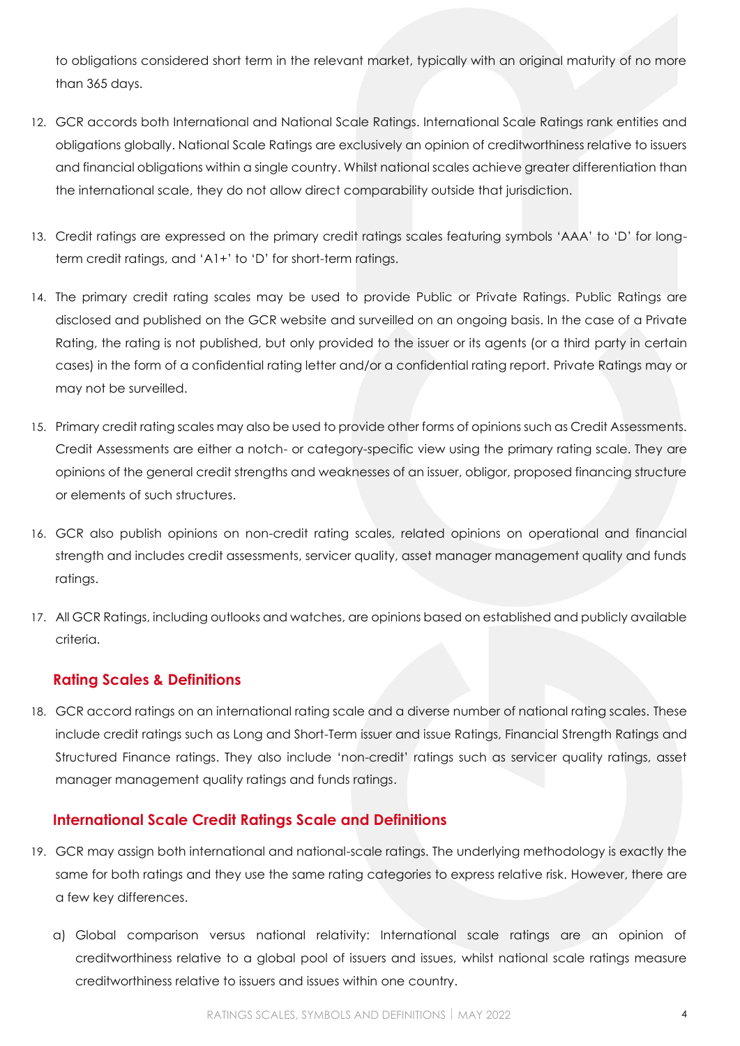to obligations considered short term in the relevant market, typically with an original maturity of no more than 365 days.

12. GCR accords both International and National Scale Ratings. International Scale Ratings rank entities and obligations globally. National Scale Ratings are exclusively an opinion of creditworthiness relative to issuers and financial obligations within a single country. Whilst national scales achieve greater differentiation than the international scale, they do not allow direct comparability outside that jurisdiction.

13. Credit ratings are expressed on the primary credit ratings scales featuring symbols 'AAA' to 'D' for long-term credit ratings, and 'A1+' to 'D' for short-term ratings.

14. The primary credit rating scales may be used to provide Public or Private Ratings. Public Ratings are disclosed and published on the GCR website and surveilled on an ongoing basis. In the case of a Private Rating, the rating is not published, but only provided to the issuer or its agents (or a third party in certain cases) in the form of a confidential rating letter and/or a confidential rating report. Private Ratings may or may not be surveilled.

15. Primary credit rating scales may also be used to provide other forms of opinions such as Credit Assessments. Credit Assessments are either a notch- or category-specific view using the primary rating scale. They are opinions of the general credit strengths and weaknesses of an issuer, obligor, proposed financing structure or elements of such structures.

16. GCR also publish opinions on non-credit rating scales, related opinions on operational and financial strength and includes credit assessments, servicer quality, asset manager management quality and funds ratings.

17. All GCR Ratings, including outlooks and watches, are opinions based on established and publicly available criteria.

## Rating Scales & Definitions

18. GCR accord ratings on an international rating scale and a diverse number of national rating scales. These include credit ratings such as Long and Short-Term issuer and issue Ratings, Financial Strength Ratings and Structured Finance ratings. They also include 'non-credit' ratings such as servicer quality ratings, asset manager management quality ratings and funds ratings.

## International Scale Credit Ratings Scale and Definitions

19. GCR may assign both international and national-scale ratings. The underlying methodology is exactly the same for both ratings and they use the same rating categories to express relative risk. However, there are a few key differences.

    a) Global comparison versus national relativity: International scale ratings are an opinion of creditworthiness relative to a global pool of issuers and issues, whilst national scale ratings measure creditworthiness relative to issuers and issues within one country.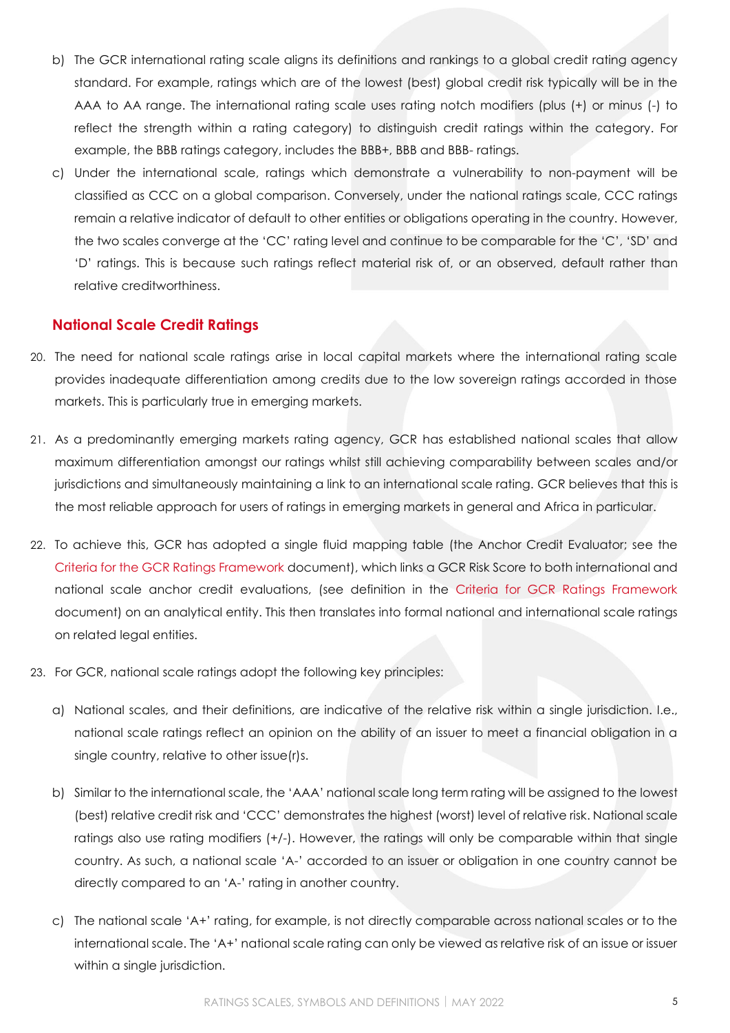b) The GCR international rating scale aligns its definitions and rankings to a global credit rating agency standard. For example, ratings which are of the lowest (best) global credit risk typically will be in the AAA to AA range. The international rating scale uses rating notch modifiers (plus (+) or minus (-) to reflect the strength within a rating category) to distinguish credit ratings within the category. For example, the BBB ratings category, includes the BBB+, BBB and BBB- ratings.

c) Under the international scale, ratings which demonstrate a vulnerability to non-payment will be classified as CCC on a global comparison. Conversely, under the national ratings scale, CCC ratings remain a relative indicator of default to other entities or obligations operating in the country. However, the two scales converge at the 'CC' rating level and continue to be comparable for the 'C', 'SD' and 'D' ratings. This is because such ratings reflect material risk of, or an observed, default rather than relative creditworthiness.

## National Scale Credit Ratings

20. The need for national scale ratings arise in local capital markets where the international rating scale provides inadequate differentiation among credits due to the low sovereign ratings accorded in those markets. This is particularly true in emerging markets.

21. As a predominantly emerging markets rating agency, GCR has established national scales that allow maximum differentiation amongst our ratings whilst still achieving comparability between scales and/or jurisdictions and simultaneously maintaining a link to an international scale rating. GCR believes that this is the most reliable approach for users of ratings in emerging markets in general and Africa in particular.

22. To achieve this, GCR has adopted a single fluid mapping table (the Anchor Credit Evaluator; see the Criteria for the GCR Ratings Framework document), which links a GCR Risk Score to both international and national scale anchor credit evaluations, (see definition in the Criteria for GCR Ratings Framework document) on an analytical entity. This then translates into formal national and international scale ratings on related legal entities.

23. For GCR, national scale ratings adopt the following key principles:

    a) National scales, and their definitions, are indicative of the relative risk within a single jurisdiction. I.e., national scale ratings reflect an opinion on the ability of an issuer to meet a financial obligation in a single country, relative to other issue(r)s.

    b) Similar to the international scale, the 'AAA' national scale long term rating will be assigned to the lowest (best) relative credit risk and 'CCC' demonstrates the highest (worst) level of relative risk. National scale ratings also use rating modifiers (+/-). However, the ratings will only be comparable within that single country. As such, a national scale 'A-' accorded to an issuer or obligation in one country cannot be directly compared to an 'A-' rating in another country.

    c) The national scale 'A+' rating, for example, is not directly comparable across national scales or to the international scale. The 'A+' national scale rating can only be viewed as relative risk of an issue or issuer within a single jurisdiction.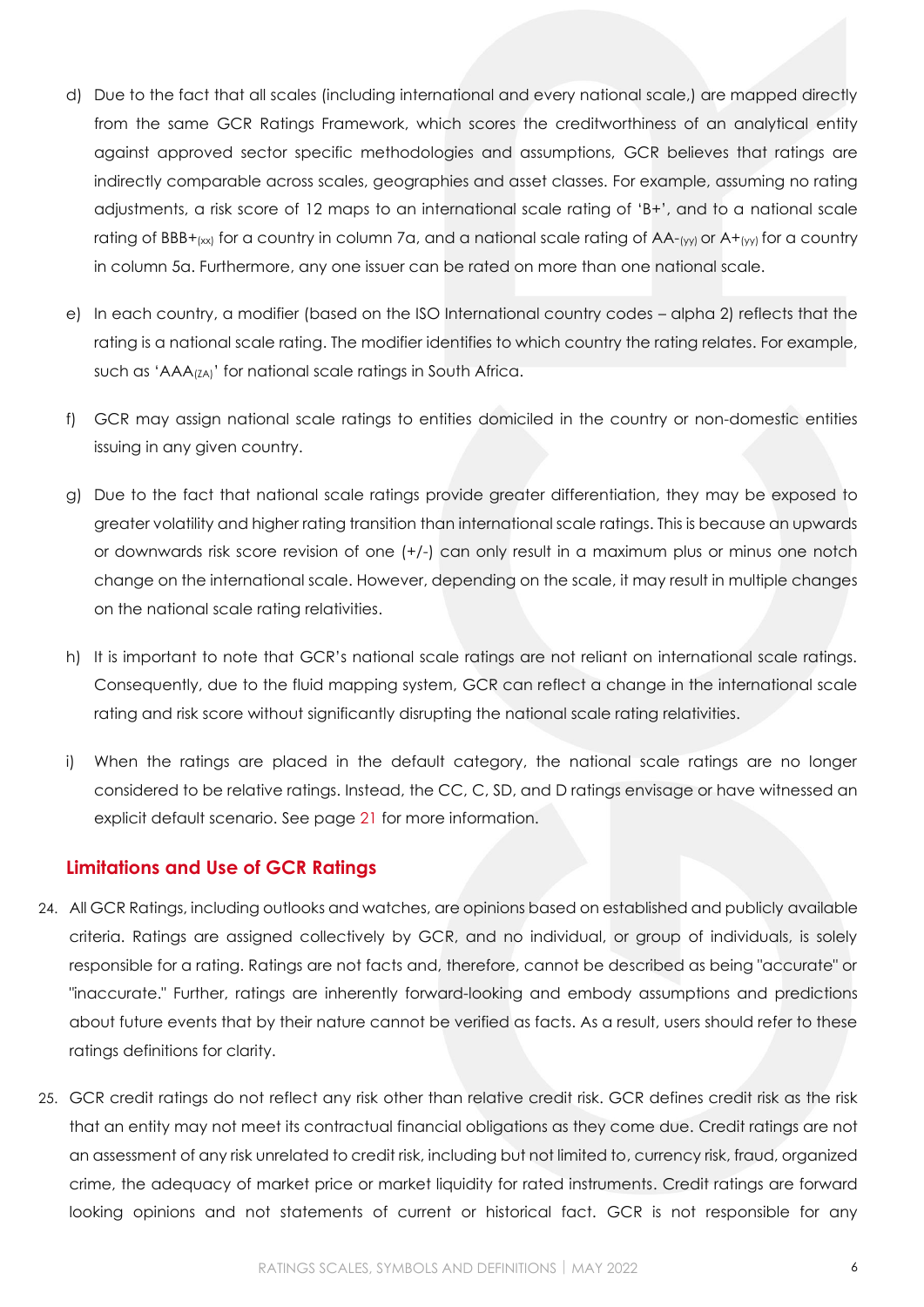d) Due to the fact that all scales (including international and every national scale,) are mapped directly from the same GCR Ratings Framework, which scores the creditworthiness of an analytical entity against approved sector specific methodologies and assumptions, GCR believes that ratings are indirectly comparable across scales, geographies and asset classes. For example, assuming no rating adjustments, a risk score of 12 maps to an international scale rating of 'B+', and to a national scale rating of $BBB+_{(xx)}$ for a country in column 7a, and a national scale rating of $AA-_{(yy)}$ or $A+_{(yy)}$ for a country in column 5a. Furthermore, any one issuer can be rated on more than one national scale.

e) In each country, a modifier (based on the ISO International country codes – alpha 2) reflects that the rating is a national scale rating. The modifier identifies to which country the rating relates. For example, such as '$AAA_{(ZA)}$' for national scale ratings in South Africa.

f) GCR may assign national scale ratings to entities domiciled in the country or non-domestic entities issuing in any given country.

g) Due to the fact that national scale ratings provide greater differentiation, they may be exposed to greater volatility and higher rating transition than international scale ratings. This is because an upwards or downwards risk score revision of one (+/-) can only result in a maximum plus or minus one notch change on the international scale. However, depending on the scale, it may result in multiple changes on the national scale rating relativities.

h) It is important to note that GCR's national scale ratings are not reliant on international scale ratings. Consequently, due to the fluid mapping system, GCR can reflect a change in the international scale rating and risk score without significantly disrupting the national scale rating relativities.

i) When the ratings are placed in the default category, the national scale ratings are no longer considered to be relative ratings. Instead, the CC, C, SD, and D ratings envisage or have witnessed an explicit default scenario. See page 21 for more information.

## Limitations and Use of GCR Ratings

24. All GCR Ratings, including outlooks and watches, are opinions based on established and publicly available criteria. Ratings are assigned collectively by GCR, and no individual, or group of individuals, is solely responsible for a rating. Ratings are not facts and, therefore, cannot be described as being "accurate" or "inaccurate." Further, ratings are inherently forward-looking and embody assumptions and predictions about future events that by their nature cannot be verified as facts. As a result, users should refer to these ratings definitions for clarity.

25. GCR credit ratings do not reflect any risk other than relative credit risk. GCR defines credit risk as the risk that an entity may not meet its contractual financial obligations as they come due. Credit ratings are not an assessment of any risk unrelated to credit risk, including but not limited to, currency risk, fraud, organized crime, the adequacy of market price or market liquidity for rated instruments. Credit ratings are forward looking opinions and not statements of current or historical fact. GCR is not responsible for any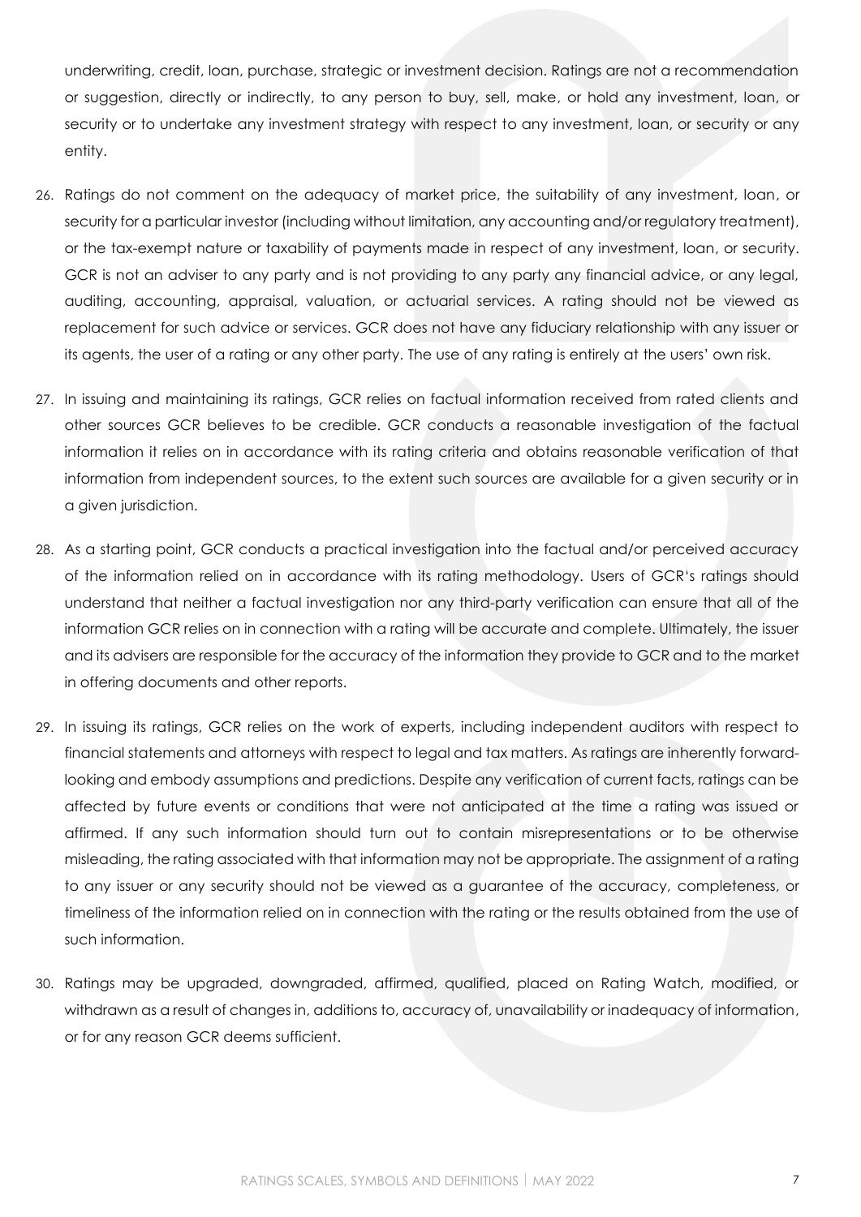underwriting, credit, loan, purchase, strategic or investment decision. Ratings are not a recommendation or suggestion, directly or indirectly, to any person to buy, sell, make, or hold any investment, loan, or security or to undertake any investment strategy with respect to any investment, loan, or security or any entity.

26. Ratings do not comment on the adequacy of market price, the suitability of any investment, loan, or security for a particular investor (including without limitation, any accounting and/or regulatory treatment), or the tax-exempt nature or taxability of payments made in respect of any investment, loan, or security. GCR is not an adviser to any party and is not providing to any party any financial advice, or any legal, auditing, accounting, appraisal, valuation, or actuarial services. A rating should not be viewed as replacement for such advice or services. GCR does not have any fiduciary relationship with any issuer or its agents, the user of a rating or any other party. The use of any rating is entirely at the users' own risk.

27. In issuing and maintaining its ratings, GCR relies on factual information received from rated clients and other sources GCR believes to be credible. GCR conducts a reasonable investigation of the factual information it relies on in accordance with its rating criteria and obtains reasonable verification of that information from independent sources, to the extent such sources are available for a given security or in a given jurisdiction.

28. As a starting point, GCR conducts a practical investigation into the factual and/or perceived accuracy of the information relied on in accordance with its rating methodology. Users of GCR's ratings should understand that neither a factual investigation nor any third-party verification can ensure that all of the information GCR relies on in connection with a rating will be accurate and complete. Ultimately, the issuer and its advisers are responsible for the accuracy of the information they provide to GCR and to the market in offering documents and other reports.

29. In issuing its ratings, GCR relies on the work of experts, including independent auditors with respect to financial statements and attorneys with respect to legal and tax matters. As ratings are inherently forward-looking and embody assumptions and predictions. Despite any verification of current facts, ratings can be affected by future events or conditions that were not anticipated at the time a rating was issued or affirmed. If any such information should turn out to contain misrepresentations or to be otherwise misleading, the rating associated with that information may not be appropriate. The assignment of a rating to any issuer or any security should not be viewed as a guarantee of the accuracy, completeness, or timeliness of the information relied on in connection with the rating or the results obtained from the use of such information.

30. Ratings may be upgraded, downgraded, affirmed, qualified, placed on Rating Watch, modified, or withdrawn as a result of changes in, additions to, accuracy of, unavailability or inadequacy of information, or for any reason GCR deems sufficient.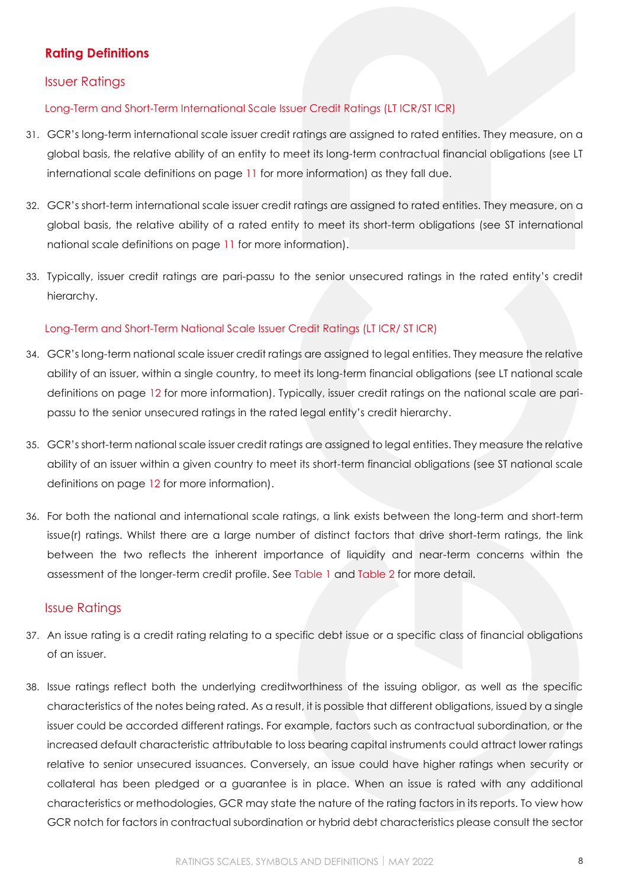## Rating Definitions

### Issuer Ratings

#### Long-Term and Short-Term International Scale Issuer Credit Ratings (LT ICR/ST ICR)

31. GCR's long-term international scale issuer credit ratings are assigned to rated entities. They measure, on a global basis, the relative ability of an entity to meet its long-term contractual financial obligations (see LT international scale definitions on page 11 for more information) as they fall due.

32. GCR's short-term international scale issuer credit ratings are assigned to rated entities. They measure, on a global basis, the relative ability of a rated entity to meet its short-term obligations (see ST international national scale definitions on page 11 for more information).

33. Typically, issuer credit ratings are pari-passu to the senior unsecured ratings in the rated entity's credit hierarchy.

#### Long-Term and Short-Term National Scale Issuer Credit Ratings (LT ICR/ ST ICR)

34. GCR's long-term national scale issuer credit ratings are assigned to legal entities. They measure the relative ability of an issuer, within a single country, to meet its long-term financial obligations (see LT national scale definitions on page 12 for more information). Typically, issuer credit ratings on the national scale are pari-passu to the senior unsecured ratings in the rated legal entity's credit hierarchy.

35. GCR's short-term national scale issuer credit ratings are assigned to legal entities. They measure the relative ability of an issuer within a given country to meet its short-term financial obligations (see ST national scale definitions on page 12 for more information).

36. For both the national and international scale ratings, a link exists between the long-term and short-term issue(r) ratings. Whilst there are a large number of distinct factors that drive short-term ratings, the link between the two reflects the inherent importance of liquidity and near-term concerns within the assessment of the longer-term credit profile. See Table 1 and Table 2 for more detail.

### Issue Ratings

37. An issue rating is a credit rating relating to a specific debt issue or a specific class of financial obligations of an issuer.

38. Issue ratings reflect both the underlying creditworthiness of the issuing obligor, as well as the specific characteristics of the notes being rated. As a result, it is possible that different obligations, issued by a single issuer could be accorded different ratings. For example, factors such as contractual subordination, or the increased default characteristic attributable to loss bearing capital instruments could attract lower ratings relative to senior unsecured issuances. Conversely, an issue could have higher ratings when security or collateral has been pledged or a guarantee is in place. When an issue is rated with any additional characteristics or methodologies, GCR may state the nature of the rating factors in its reports. To view how GCR notch for factors in contractual subordination or hybrid debt characteristics please consult the sector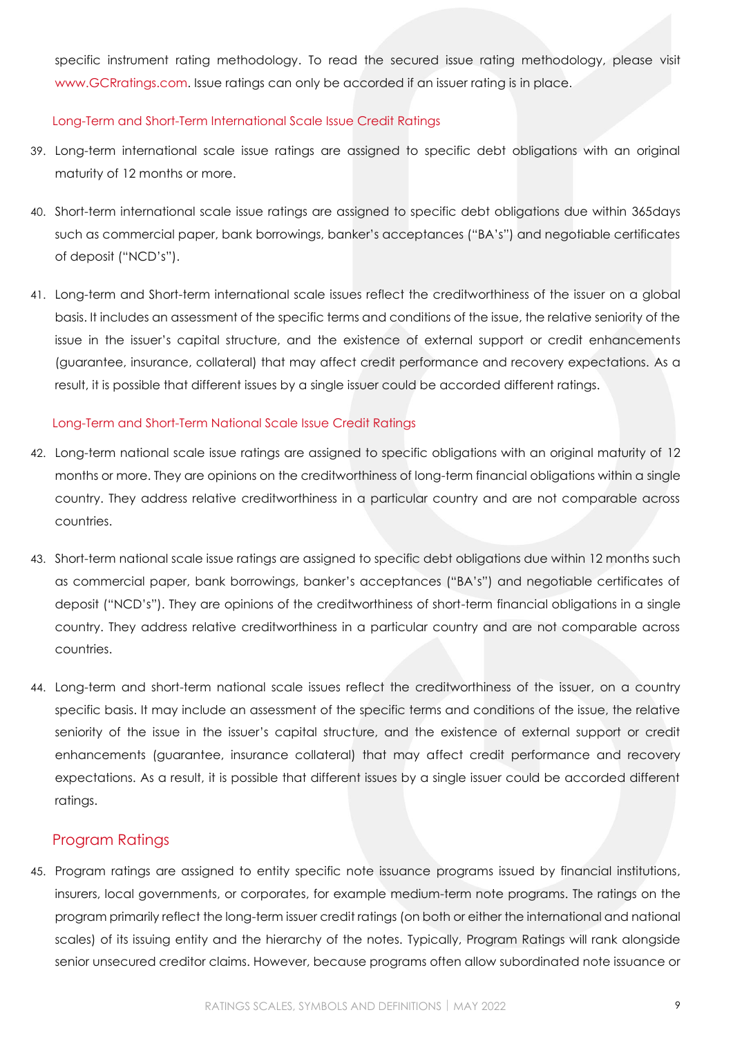specific instrument rating methodology. To read the secured issue rating methodology, please visit www.GCRratings.com. Issue ratings can only be accorded if an issuer rating is in place.

### Long-Term and Short-Term International Scale Issue Credit Ratings

39. Long-term international scale issue ratings are assigned to specific debt obligations with an original maturity of 12 months or more.

40. Short-term international scale issue ratings are assigned to specific debt obligations due within 365days such as commercial paper, bank borrowings, banker's acceptances ("BA's") and negotiable certificates of deposit ("NCD's").

41. Long-term and Short-term international scale issues reflect the creditworthiness of the issuer on a global basis. It includes an assessment of the specific terms and conditions of the issue, the relative seniority of the issue in the issuer's capital structure, and the existence of external support or credit enhancements (guarantee, insurance, collateral) that may affect credit performance and recovery expectations. As a result, it is possible that different issues by a single issuer could be accorded different ratings.

### Long-Term and Short-Term National Scale Issue Credit Ratings

42. Long-term national scale issue ratings are assigned to specific obligations with an original maturity of 12 months or more. They are opinions on the creditworthiness of long-term financial obligations within a single country. They address relative creditworthiness in a particular country and are not comparable across countries.

43. Short-term national scale issue ratings are assigned to specific debt obligations due within 12 months such as commercial paper, bank borrowings, banker's acceptances ("BA's") and negotiable certificates of deposit ("NCD's"). They are opinions of the creditworthiness of short-term financial obligations in a single country. They address relative creditworthiness in a particular country and are not comparable across countries.

44. Long-term and short-term national scale issues reflect the creditworthiness of the issuer, on a country specific basis. It may include an assessment of the specific terms and conditions of the issue, the relative seniority of the issue in the issuer's capital structure, and the existence of external support or credit enhancements (guarantee, insurance collateral) that may affect credit performance and recovery expectations. As a result, it is possible that different issues by a single issuer could be accorded different ratings.

## Program Ratings

45. Program ratings are assigned to entity specific note issuance programs issued by financial institutions, insurers, local governments, or corporates, for example medium-term note programs. The ratings on the program primarily reflect the long-term issuer credit ratings (on both or either the international and national scales) of its issuing entity and the hierarchy of the notes. Typically, Program Ratings will rank alongside senior unsecured creditor claims. However, because programs often allow subordinated note issuance or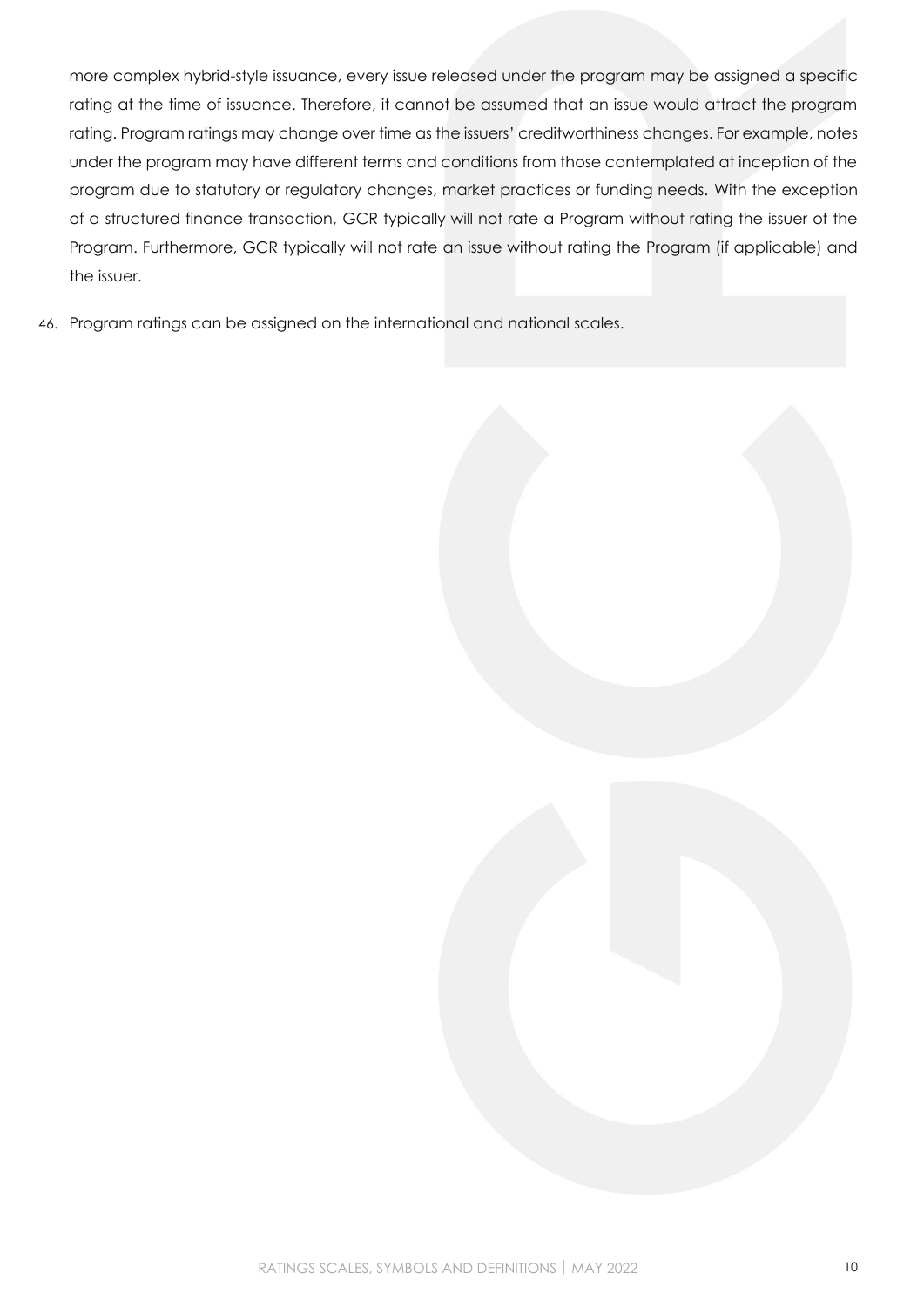more complex hybrid-style issuance, every issue released under the program may be assigned a specific rating at the time of issuance. Therefore, it cannot be assumed that an issue would attract the program rating. Program ratings may change over time as the issuers' creditworthiness changes. For example, notes under the program may have different terms and conditions from those contemplated at inception of the program due to statutory or regulatory changes, market practices or funding needs. With the exception of a structured finance transaction, GCR typically will not rate a Program without rating the issuer of the Program. Furthermore, GCR typically will not rate an issue without rating the Program (if applicable) and the issuer.

46. Program ratings can be assigned on the international and national scales.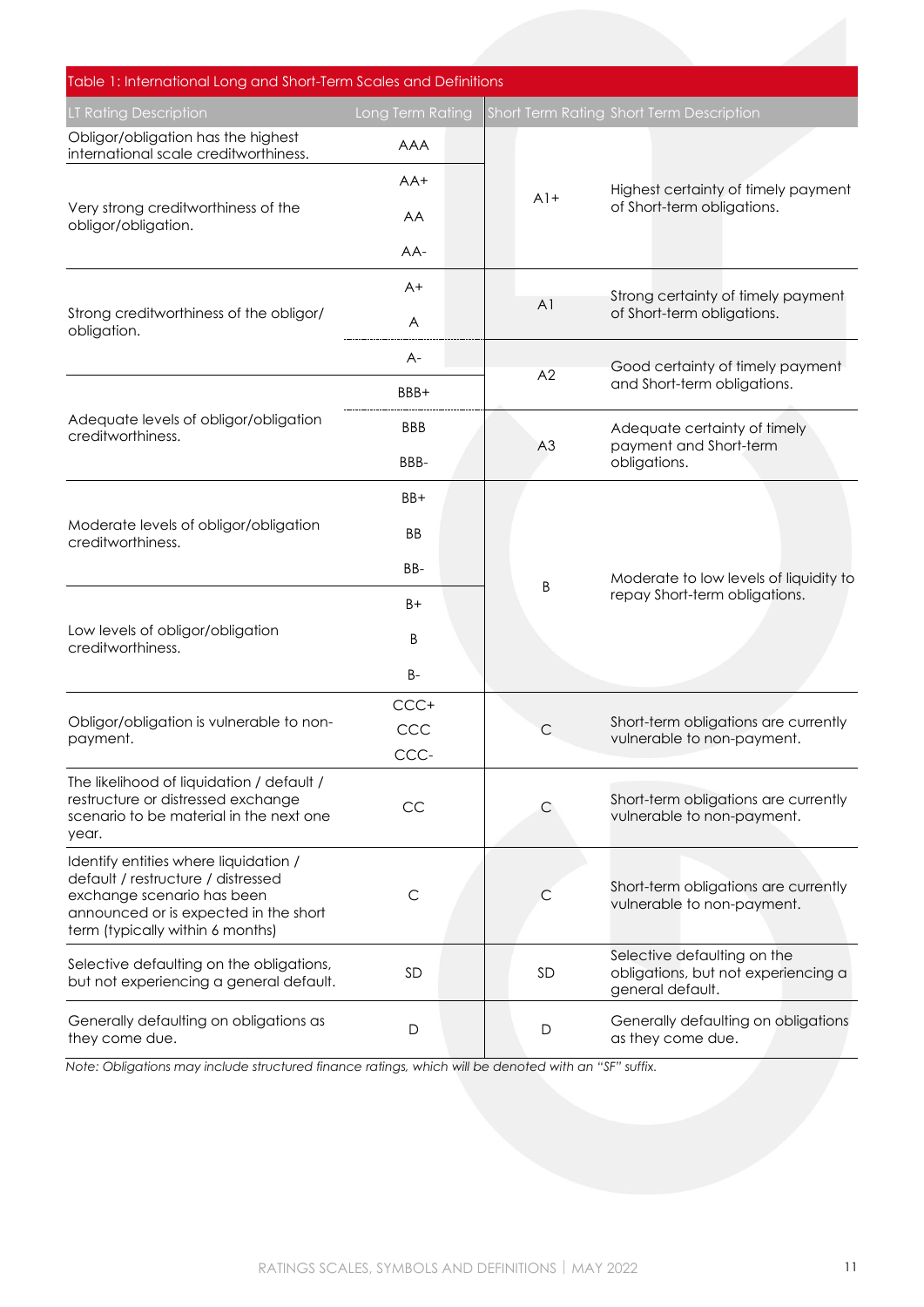Table 1: International Long and Short-Term Scales and Definitions

| LT Rating Description | Long Term Rating | Short Term Rating | Short Term Description |
|---|---|---|---|
| Obligor/obligation has the highest international scale creditworthiness. | AAA | A1+ | Highest certainty of timely payment of Short-term obligations. |
| Very strong creditworthiness of the obligor/obligation. | AA+ | | |
| | AA | | |
| | AA- | | |
| Strong creditworthiness of the obligor/ obligation. | A+ | A1 | Strong certainty of timely payment of Short-term obligations. |
| | A | | |
| | A- | A2 | Good certainty of timely payment and Short-term obligations. |
| Adequate levels of obligor/obligation creditworthiness. | BBB+ | | |
| | BBB | A3 | Adequate certainty of timely payment and Short-term obligations. |
| | BBB- | | |
| Moderate levels of obligor/obligation creditworthiness. | BB+ | B | Moderate to low levels of liquidity to repay Short-term obligations. |
| | BB | | |
| | BB- | | |
| Low levels of obligor/obligation creditworthiness. | B+ | | |
| | B | | |
| | B- | | |
| Obligor/obligation is vulnerable to non-payment. | CCC+<br>CCC<br>CCC- | C | Short-term obligations are currently vulnerable to non-payment. |
| The likelihood of liquidation / default / restructure or distressed exchange scenario to be material in the next one year. | CC | C | Short-term obligations are currently vulnerable to non-payment. |
| Identify entities where liquidation / default / restructure / distressed exchange scenario has been announced or is expected in the short term (typically within 6 months) | C | C | Short-term obligations are currently vulnerable to non-payment. |
| Selective defaulting on the obligations, but not experiencing a general default. | SD | SD | Selective defaulting on the obligations, but not experiencing a general default. |
| Generally defaulting on obligations as they come due. | D | D | Generally defaulting on obligations as they come due. |

*Note: Obligations may include structured finance ratings, which will be denoted with an "SF" suffix.*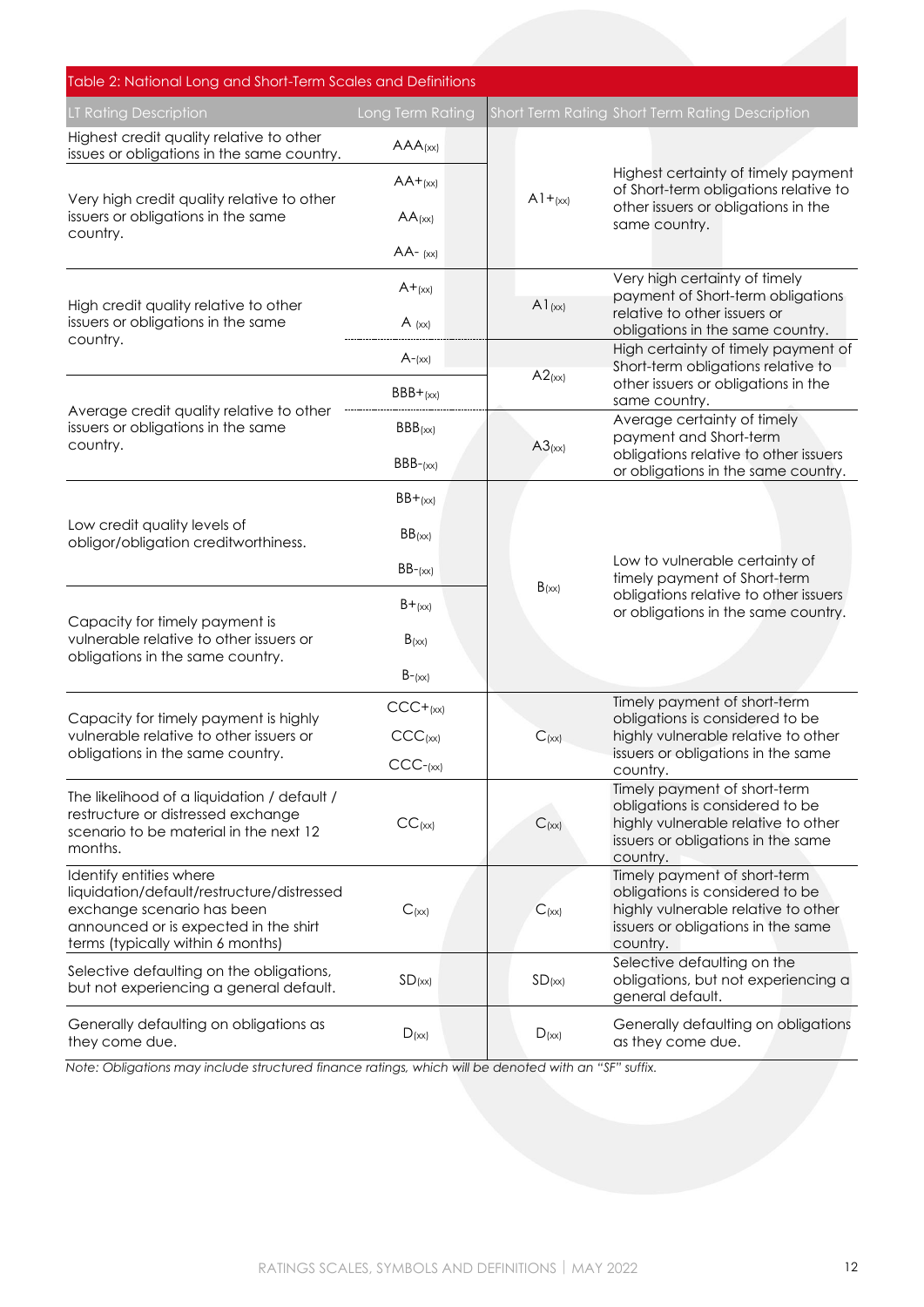Table 2: National Long and Short-Term Scales and Definitions

| LT Rating Description | Long Term Rating | Short Term Rating | Short Term Rating Description |
|---|---|---|---|
| Highest credit quality relative to other issues or obligations in the same country. | AAA(xx) | A1+(xx) | Highest certainty of timely payment of Short-term obligations relative to other issuers or obligations in the same country. |
| Very high credit quality relative to other issuers or obligations in the same country. | AA+(xx) | | |
| | AA(xx) | | |
| | AA- (xx) | | |
| High credit quality relative to other issuers or obligations in the same country. | A+(xx) | A1(xx) | Very high certainty of timely payment of Short-term obligations relative to other issuers or obligations in the same country. |
| | A (xx) | | |
| | A-(xx) | A2(xx) | High certainty of timely payment of Short-term obligations relative to other issuers or obligations in the same country. |
| Average credit quality relative to other issuers or obligations in the same country. | BBB+(xx) | | |
| | BBB(xx) | A3(xx) | Average certainty of timely payment and Short-term obligations relative to other issuers or obligations in the same country. |
| | BBB-(xx) | | |
| Low credit quality levels of obligor/obligation creditworthiness. | BB+(xx) | B(xx) | Low to vulnerable certainty of timely payment of Short-term obligations relative to other issuers or obligations in the same country. |
| | BB(xx) | | |
| | BB-(xx) | | |
| Capacity for timely payment is vulnerable relative to other issuers or obligations in the same country. | B+(xx) | | |
| | B(xx) | | |
| | B-(xx) | | |
| Capacity for timely payment is highly vulnerable relative to other issuers or obligations in the same country. | CCC+(xx) | C(xx) | Timely payment of short-term obligations is considered to be highly vulnerable relative to other issuers or obligations in the same country. |
| | CCC(xx) | | |
| | CCC-(xx) | | |
| The likelihood of a liquidation / default / restructure or distressed exchange scenario to be material in the next 12 months. | CC(xx) | C(xx) | Timely payment of short-term obligations is considered to be highly vulnerable relative to other issuers or obligations in the same country. |
| Identify entities where liquidation/default/restructure/distressed exchange scenario has been announced or is expected in the shirt terms (typically within 6 months) | C(xx) | C(xx) | Timely payment of short-term obligations is considered to be highly vulnerable relative to other issuers or obligations in the same country. |
| Selective defaulting on the obligations, but not experiencing a general default. | SD(xx) | SD(xx) | Selective defaulting on the obligations, but not experiencing a general default. |
| Generally defaulting on obligations as they come due. | D(xx) | D(xx) | Generally defaulting on obligations as they come due. |

*Note: Obligations may include structured finance ratings, which will be denoted with an "SF" suffix.*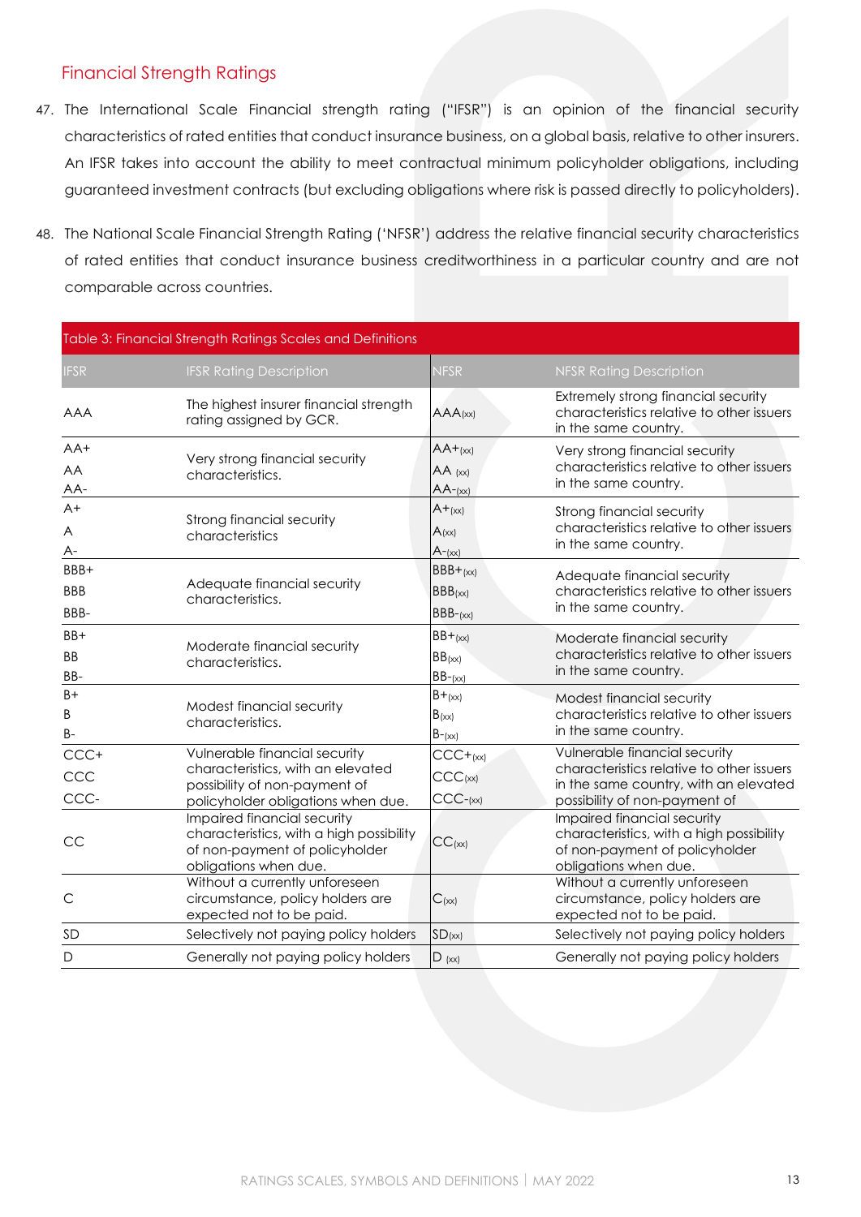## Financial Strength Ratings

47. The International Scale Financial strength rating ("IFSR") is an opinion of the financial security characteristics of rated entities that conduct insurance business, on a global basis, relative to other insurers. An IFSR takes into account the ability to meet contractual minimum policyholder obligations, including guaranteed investment contracts (but excluding obligations where risk is passed directly to policyholders).

48. The National Scale Financial Strength Rating ('NFSR') address the relative financial security characteristics of rated entities that conduct insurance business creditworthiness in a particular country and are not comparable across countries.

Table 3: Financial Strength Ratings Scales and Definitions

| IFSR | IFSR Rating Description | NFSR | NFSR Rating Description |
|---|---|---|---|
| AAA | The highest insurer financial strength rating assigned by GCR. | AAA(xx) | Extremely strong financial security characteristics relative to other issuers in the same country. |
| AA+<br>AA<br>AA- | Very strong financial security characteristics. | AA+(xx)<br>AA (xx)<br>AA-(xx) | Very strong financial security characteristics relative to other issuers in the same country. |
| A+<br>A<br>A- | Strong financial security characteristics | A+(xx)<br>A(xx)<br>A-(xx) | Strong financial security characteristics relative to other issuers in the same country. |
| BBB+<br>BBB<br>BBB- | Adequate financial security characteristics. | BBB+(xx)<br>BBB(xx)<br>BBB-(xx) | Adequate financial security characteristics relative to other issuers in the same country. |
| BB+<br>BB<br>BB- | Moderate financial security characteristics. | BB+(xx)<br>BB(xx)<br>BB-(xx) | Moderate financial security characteristics relative to other issuers in the same country. |
| B+<br>B<br>B- | Modest financial security characteristics. | B+(xx)<br>B(xx)<br>B-(xx) | Modest financial security characteristics relative to other issuers in the same country. |
| CCC+<br>CCC<br>CCC- | Vulnerable financial security characteristics, with an elevated possibility of non-payment of policyholder obligations when due. | CCC+(xx)<br>CCC(xx)<br>CCC-(xx) | Vulnerable financial security characteristics relative to other issuers in the same country, with an elevated possibility of non-payment of |
| CC | Impaired financial security characteristics, with a high possibility of non-payment of policyholder obligations when due. | CC(xx) | Impaired financial security characteristics, with a high possibility of non-payment of policyholder obligations when due. |
| C | Without a currently unforeseen circumstance, policy holders are expected not to be paid. | C(xx) | Without a currently unforeseen circumstance, policy holders are expected not to be paid. |
| SD | Selectively not paying policy holders | SD(xx) | Selectively not paying policy holders |
| D | Generally not paying policy holders | D (xx) | Generally not paying policy holders |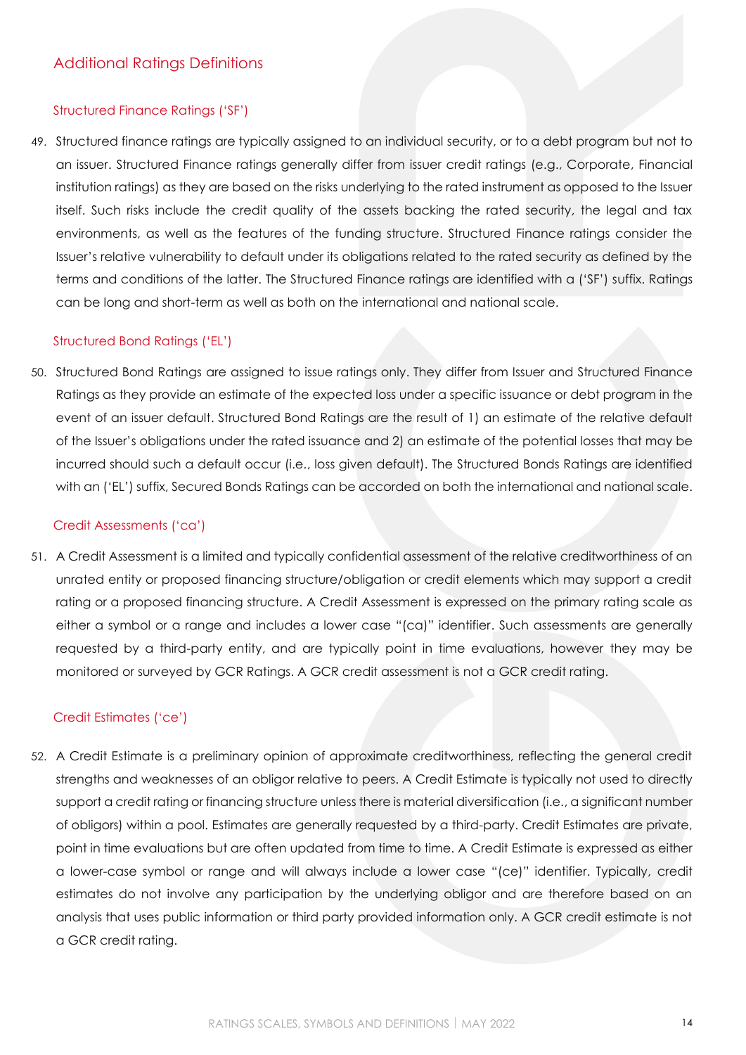## Additional Ratings Definitions

### Structured Finance Ratings ('SF')

49. Structured finance ratings are typically assigned to an individual security, or to a debt program but not to an issuer. Structured Finance ratings generally differ from issuer credit ratings (e.g., Corporate, Financial institution ratings) as they are based on the risks underlying to the rated instrument as opposed to the Issuer itself. Such risks include the credit quality of the assets backing the rated security, the legal and tax environments, as well as the features of the funding structure. Structured Finance ratings consider the Issuer's relative vulnerability to default under its obligations related to the rated security as defined by the terms and conditions of the latter. The Structured Finance ratings are identified with a ('SF') suffix. Ratings can be long and short-term as well as both on the international and national scale.

### Structured Bond Ratings ('EL')

50. Structured Bond Ratings are assigned to issue ratings only. They differ from Issuer and Structured Finance Ratings as they provide an estimate of the expected loss under a specific issuance or debt program in the event of an issuer default. Structured Bond Ratings are the result of 1) an estimate of the relative default of the Issuer's obligations under the rated issuance and 2) an estimate of the potential losses that may be incurred should such a default occur (i.e., loss given default). The Structured Bonds Ratings are identified with an ('EL') suffix, Secured Bonds Ratings can be accorded on both the international and national scale.

### Credit Assessments ('ca')

51. A Credit Assessment is a limited and typically confidential assessment of the relative creditworthiness of an unrated entity or proposed financing structure/obligation or credit elements which may support a credit rating or a proposed financing structure. A Credit Assessment is expressed on the primary rating scale as either a symbol or a range and includes a lower case "(ca)" identifier. Such assessments are generally requested by a third-party entity, and are typically point in time evaluations, however they may be monitored or surveyed by GCR Ratings. A GCR credit assessment is not a GCR credit rating.

### Credit Estimates ('ce')

52. A Credit Estimate is a preliminary opinion of approximate creditworthiness, reflecting the general credit strengths and weaknesses of an obligor relative to peers. A Credit Estimate is typically not used to directly support a credit rating or financing structure unless there is material diversification (i.e., a significant number of obligors) within a pool. Estimates are generally requested by a third-party. Credit Estimates are private, point in time evaluations but are often updated from time to time. A Credit Estimate is expressed as either a lower-case symbol or range and will always include a lower case "(ce)" identifier. Typically, credit estimates do not involve any participation by the underlying obligor and are therefore based on an analysis that uses public information or third party provided information only. A GCR credit estimate is not a GCR credit rating.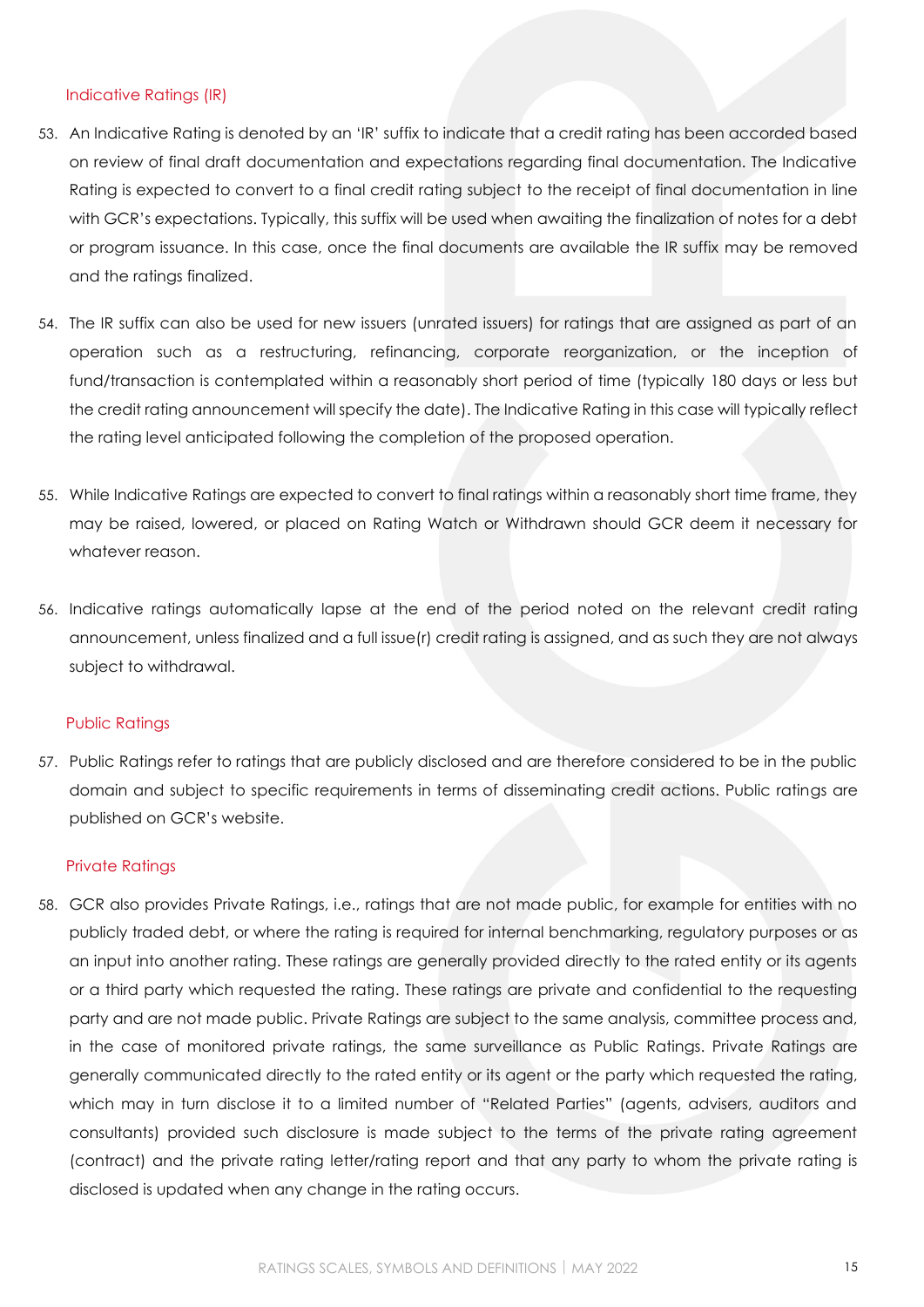### Indicative Ratings (IR)

53. An Indicative Rating is denoted by an 'IR' suffix to indicate that a credit rating has been accorded based on review of final draft documentation and expectations regarding final documentation. The Indicative Rating is expected to convert to a final credit rating subject to the receipt of final documentation in line with GCR's expectations. Typically, this suffix will be used when awaiting the finalization of notes for a debt or program issuance. In this case, once the final documents are available the IR suffix may be removed and the ratings finalized.

54. The IR suffix can also be used for new issuers (unrated issuers) for ratings that are assigned as part of an operation such as a restructuring, refinancing, corporate reorganization, or the inception of fund/transaction is contemplated within a reasonably short period of time (typically 180 days or less but the credit rating announcement will specify the date). The Indicative Rating in this case will typically reflect the rating level anticipated following the completion of the proposed operation.

55. While Indicative Ratings are expected to convert to final ratings within a reasonably short time frame, they may be raised, lowered, or placed on Rating Watch or Withdrawn should GCR deem it necessary for whatever reason.

56. Indicative ratings automatically lapse at the end of the period noted on the relevant credit rating announcement, unless finalized and a full issue(r) credit rating is assigned, and as such they are not always subject to withdrawal.

### Public Ratings

57. Public Ratings refer to ratings that are publicly disclosed and are therefore considered to be in the public domain and subject to specific requirements in terms of disseminating credit actions. Public ratings are published on GCR's website.

### Private Ratings

58. GCR also provides Private Ratings, i.e., ratings that are not made public, for example for entities with no publicly traded debt, or where the rating is required for internal benchmarking, regulatory purposes or as an input into another rating. These ratings are generally provided directly to the rated entity or its agents or a third party which requested the rating. These ratings are private and confidential to the requesting party and are not made public. Private Ratings are subject to the same analysis, committee process and, in the case of monitored private ratings, the same surveillance as Public Ratings. Private Ratings are generally communicated directly to the rated entity or its agent or the party which requested the rating, which may in turn disclose it to a limited number of "Related Parties" (agents, advisers, auditors and consultants) provided such disclosure is made subject to the terms of the private rating agreement (contract) and the private rating letter/rating report and that any party to whom the private rating is disclosed is updated when any change in the rating occurs.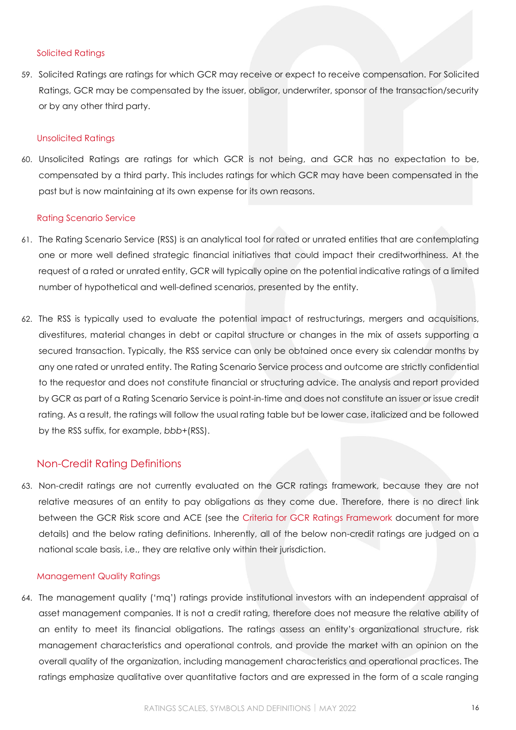### Solicited Ratings

59. Solicited Ratings are ratings for which GCR may receive or expect to receive compensation. For Solicited Ratings, GCR may be compensated by the issuer, obligor, underwriter, sponsor of the transaction/security or by any other third party.

### Unsolicited Ratings

60. Unsolicited Ratings are ratings for which GCR is not being, and GCR has no expectation to be, compensated by a third party. This includes ratings for which GCR may have been compensated in the past but is now maintaining at its own expense for its own reasons.

### Rating Scenario Service

61. The Rating Scenario Service (RSS) is an analytical tool for rated or unrated entities that are contemplating one or more well defined strategic financial initiatives that could impact their creditworthiness. At the request of a rated or unrated entity, GCR will typically opine on the potential indicative ratings of a limited number of hypothetical and well-defined scenarios, presented by the entity.

62. The RSS is typically used to evaluate the potential impact of restructurings, mergers and acquisitions, divestitures, material changes in debt or capital structure or changes in the mix of assets supporting a secured transaction. Typically, the RSS service can only be obtained once every six calendar months by any one rated or unrated entity. The Rating Scenario Service process and outcome are strictly confidential to the requestor and does not constitute financial or structuring advice. The analysis and report provided by GCR as part of a Rating Scenario Service is point-in-time and does not constitute an issuer or issue credit rating. As a result, the ratings will follow the usual rating table but be lower case, italicized and be followed by the RSS suffix, for example, *bbb+*(RSS).

## Non-Credit Rating Definitions

63. Non-credit ratings are not currently evaluated on the GCR ratings framework, because they are not relative measures of an entity to pay obligations as they come due. Therefore, there is no direct link between the GCR Risk score and ACE (see the Criteria for GCR Ratings Framework document for more details) and the below rating definitions. Inherently, all of the below non-credit ratings are judged on a national scale basis, i.e., they are relative only within their jurisdiction.

### Management Quality Ratings

64. The management quality ('mq') ratings provide institutional investors with an independent appraisal of asset management companies. It is not a credit rating, therefore does not measure the relative ability of an entity to meet its financial obligations. The ratings assess an entity's organizational structure, risk management characteristics and operational controls, and provide the market with an opinion on the overall quality of the organization, including management characteristics and operational practices. The ratings emphasize qualitative over quantitative factors and are expressed in the form of a scale ranging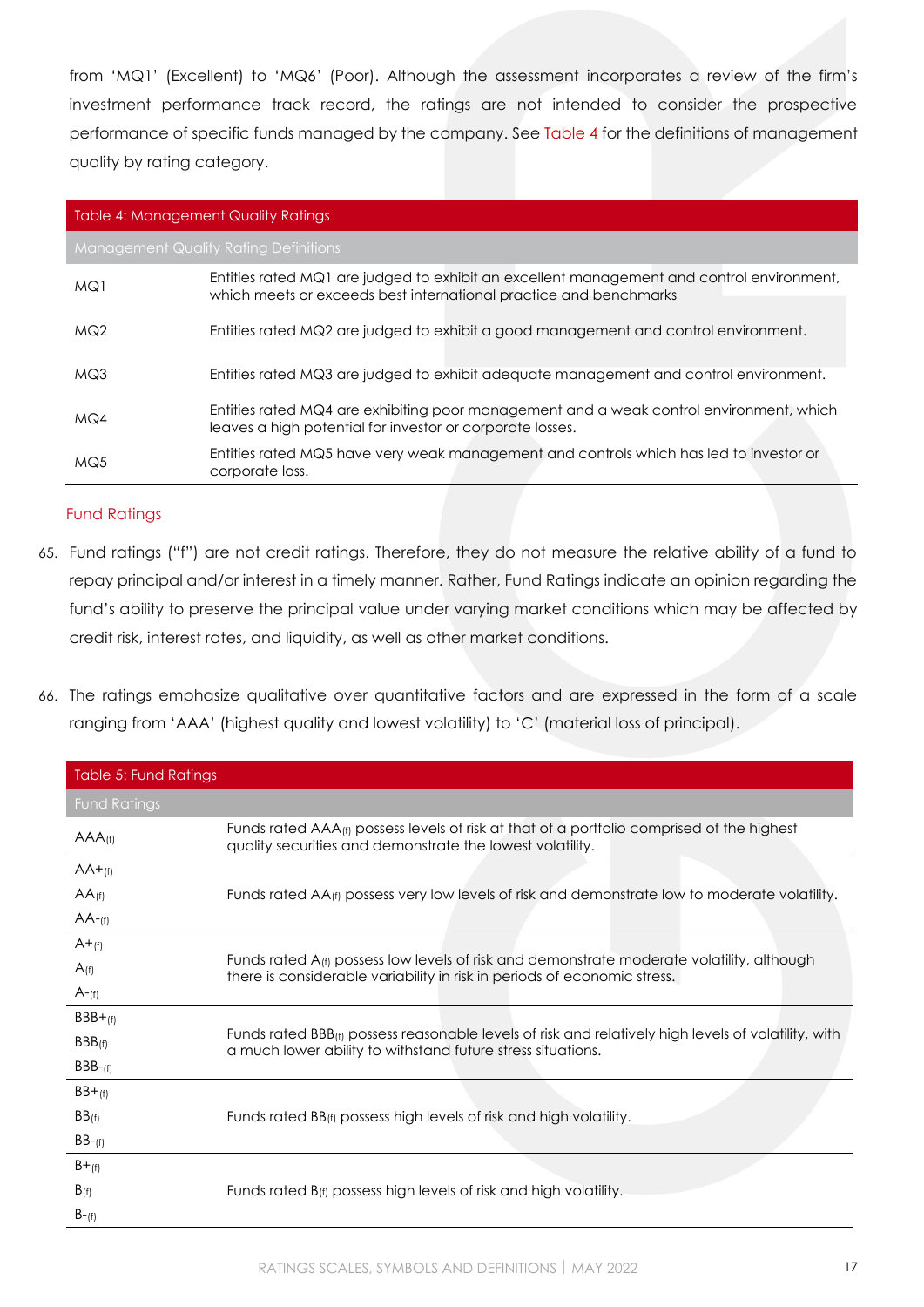from 'MQ1' (Excellent) to 'MQ6' (Poor). Although the assessment incorporates a review of the firm's investment performance track record, the ratings are not intended to consider the prospective performance of specific funds managed by the company. See Table 4 for the definitions of management quality by rating category.

| Table 4: Management Quality Ratings | |
|---|---|
| Management Quality Rating Definitions | |
| MQ1 | Entities rated MQ1 are judged to exhibit an excellent management and control environment, which meets or exceeds best international practice and benchmarks |
| MQ2 | Entities rated MQ2 are judged to exhibit a good management and control environment. |
| MQ3 | Entities rated MQ3 are judged to exhibit adequate management and control environment. |
| MQ4 | Entities rated MQ4 are exhibiting poor management and a weak control environment, which leaves a high potential for investor or corporate losses. |
| MQ5 | Entities rated MQ5 have very weak management and controls which has led to investor or corporate loss. |

### Fund Ratings

65. Fund ratings ("f") are not credit ratings. Therefore, they do not measure the relative ability of a fund to repay principal and/or interest in a timely manner. Rather, Fund Ratings indicate an opinion regarding the fund's ability to preserve the principal value under varying market conditions which may be affected by credit risk, interest rates, and liquidity, as well as other market conditions.

66. The ratings emphasize qualitative over quantitative factors and are expressed in the form of a scale ranging from 'AAA' (highest quality and lowest volatility) to 'C' (material loss of principal).

| Table 5: Fund Ratings | |
|---|---|
| Fund Ratings | |
| AAA(f) | Funds rated AAA(f) possess levels of risk at that of a portfolio comprised of the highest quality securities and demonstrate the lowest volatility. |
| AA+(f)<br>AA(f)<br>AA-(f) | Funds rated AA(f) possess very low levels of risk and demonstrate low to moderate volatility. |
| A+(f)<br>A(f)<br>A-(f) | Funds rated A(f) possess low levels of risk and demonstrate moderate volatility, although there is considerable variability in risk in periods of economic stress. |
| BBB+(f)<br>BBB(f)<br>BBB-(f) | Funds rated BBB(f) possess reasonable levels of risk and relatively high levels of volatility, with a much lower ability to withstand future stress situations. |
| BB+(f)<br>BB(f)<br>BB-(f) | Funds rated BB(f) possess high levels of risk and high volatility. |
| B+(f)<br>B(f)<br>B-(f) | Funds rated B(f) possess high levels of risk and high volatility. |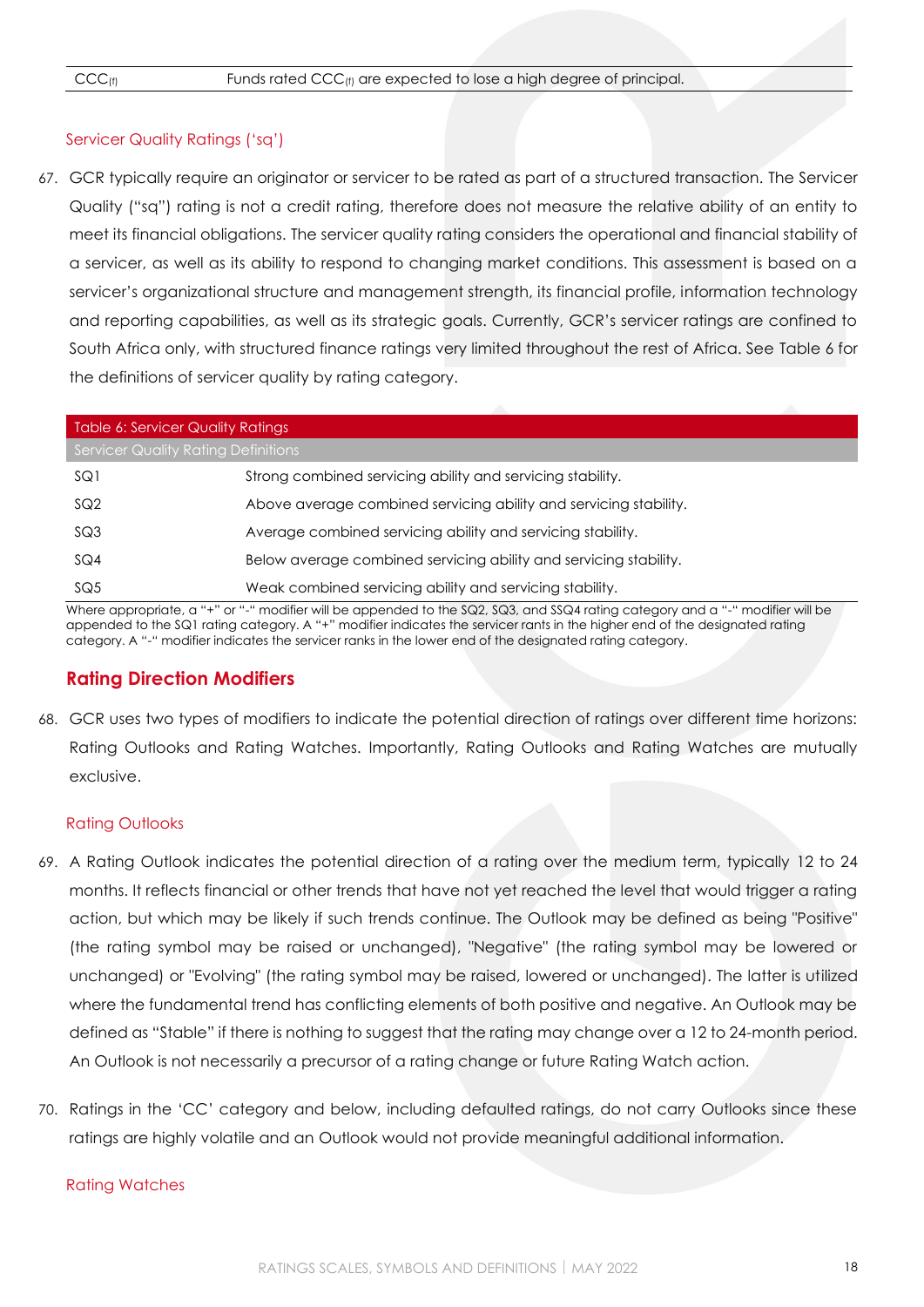| | |
|---|---|
| $CCC_{(f)}$ | Funds rated $CCC_{(f)}$ are expected to lose a high degree of principal. |

### Servicer Quality Ratings ('sq')

67. GCR typically require an originator or servicer to be rated as part of a structured transaction. The Servicer Quality ("sq") rating is not a credit rating, therefore does not measure the relative ability of an entity to meet its financial obligations. The servicer quality rating considers the operational and financial stability of a servicer, as well as its ability to respond to changing market conditions. This assessment is based on a servicer's organizational structure and management strength, its financial profile, information technology and reporting capabilities, as well as its strategic goals. Currently, GCR's servicer ratings are confined to South Africa only, with structured finance ratings very limited throughout the rest of Africa. See Table 6 for the definitions of servicer quality by rating category.

| Table 6: Servicer Quality Ratings | |
|---|---|
| Servicer Quality Rating Definitions | |
| SQ1 | Strong combined servicing ability and servicing stability. |
| SQ2 | Above average combined servicing ability and servicing stability. |
| SQ3 | Average combined servicing ability and servicing stability. |
| SQ4 | Below average combined servicing ability and servicing stability. |
| SQ5 | Weak combined servicing ability and servicing stability. |

Where appropriate, a "+" or "-" modifier will be appended to the SQ2, SQ3, and SSQ4 rating category and a "-" modifier will be appended to the SQ1 rating category. A "+" modifier indicates the servicer rants in the higher end of the designated rating category. A "-" modifier indicates the servicer ranks in the lower end of the designated rating category.

## Rating Direction Modifiers

68. GCR uses two types of modifiers to indicate the potential direction of ratings over different time horizons: Rating Outlooks and Rating Watches. Importantly, Rating Outlooks and Rating Watches are mutually exclusive.

### Rating Outlooks

69. A Rating Outlook indicates the potential direction of a rating over the medium term, typically 12 to 24 months. It reflects financial or other trends that have not yet reached the level that would trigger a rating action, but which may be likely if such trends continue. The Outlook may be defined as being "Positive" (the rating symbol may be raised or unchanged), "Negative" (the rating symbol may be lowered or unchanged) or "Evolving" (the rating symbol may be raised, lowered or unchanged). The latter is utilized where the fundamental trend has conflicting elements of both positive and negative. An Outlook may be defined as "Stable" if there is nothing to suggest that the rating may change over a 12 to 24-month period. An Outlook is not necessarily a precursor of a rating change or future Rating Watch action.

70. Ratings in the 'CC' category and below, including defaulted ratings, do not carry Outlooks since these ratings are highly volatile and an Outlook would not provide meaningful additional information.

### Rating Watches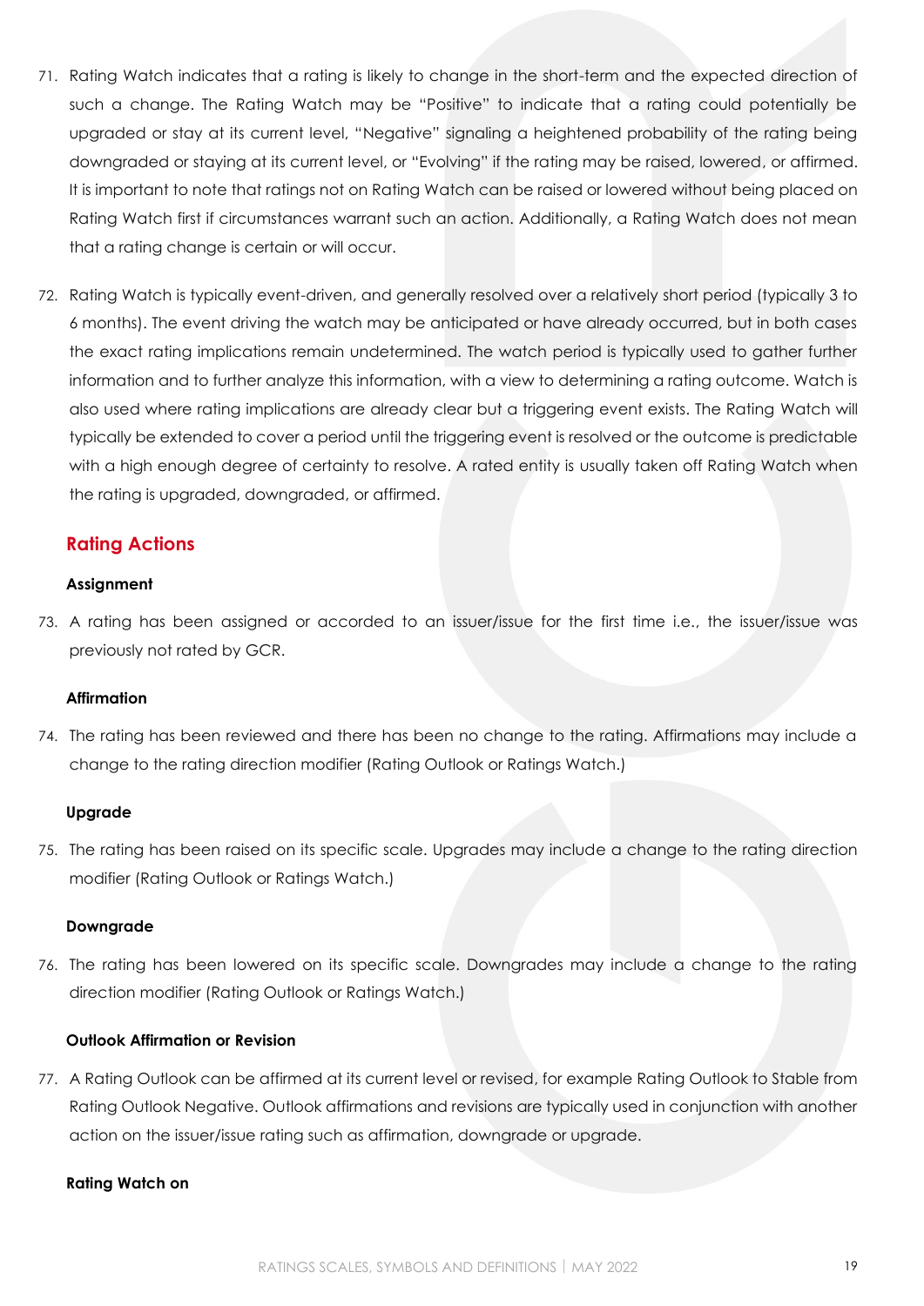71. Rating Watch indicates that a rating is likely to change in the short-term and the expected direction of such a change. The Rating Watch may be "Positive" to indicate that a rating could potentially be upgraded or stay at its current level, "Negative" signaling a heightened probability of the rating being downgraded or staying at its current level, or "Evolving" if the rating may be raised, lowered, or affirmed. It is important to note that ratings not on Rating Watch can be raised or lowered without being placed on Rating Watch first if circumstances warrant such an action. Additionally, a Rating Watch does not mean that a rating change is certain or will occur.

72. Rating Watch is typically event-driven, and generally resolved over a relatively short period (typically 3 to 6 months). The event driving the watch may be anticipated or have already occurred, but in both cases the exact rating implications remain undetermined. The watch period is typically used to gather further information and to further analyze this information, with a view to determining a rating outcome. Watch is also used where rating implications are already clear but a triggering event exists. The Rating Watch will typically be extended to cover a period until the triggering event is resolved or the outcome is predictable with a high enough degree of certainty to resolve. A rated entity is usually taken off Rating Watch when the rating is upgraded, downgraded, or affirmed.

## Rating Actions

**Assignment**

73. A rating has been assigned or accorded to an issuer/issue for the first time i.e., the issuer/issue was previously not rated by GCR.

**Affirmation**

74. The rating has been reviewed and there has been no change to the rating. Affirmations may include a change to the rating direction modifier (Rating Outlook or Ratings Watch.)

**Upgrade**

75. The rating has been raised on its specific scale. Upgrades may include a change to the rating direction modifier (Rating Outlook or Ratings Watch.)

**Downgrade**

76. The rating has been lowered on its specific scale. Downgrades may include a change to the rating direction modifier (Rating Outlook or Ratings Watch.)

**Outlook Affirmation or Revision**

77. A Rating Outlook can be affirmed at its current level or revised, for example Rating Outlook to Stable from Rating Outlook Negative. Outlook affirmations and revisions are typically used in conjunction with another action on the issuer/issue rating such as affirmation, downgrade or upgrade.

**Rating Watch on**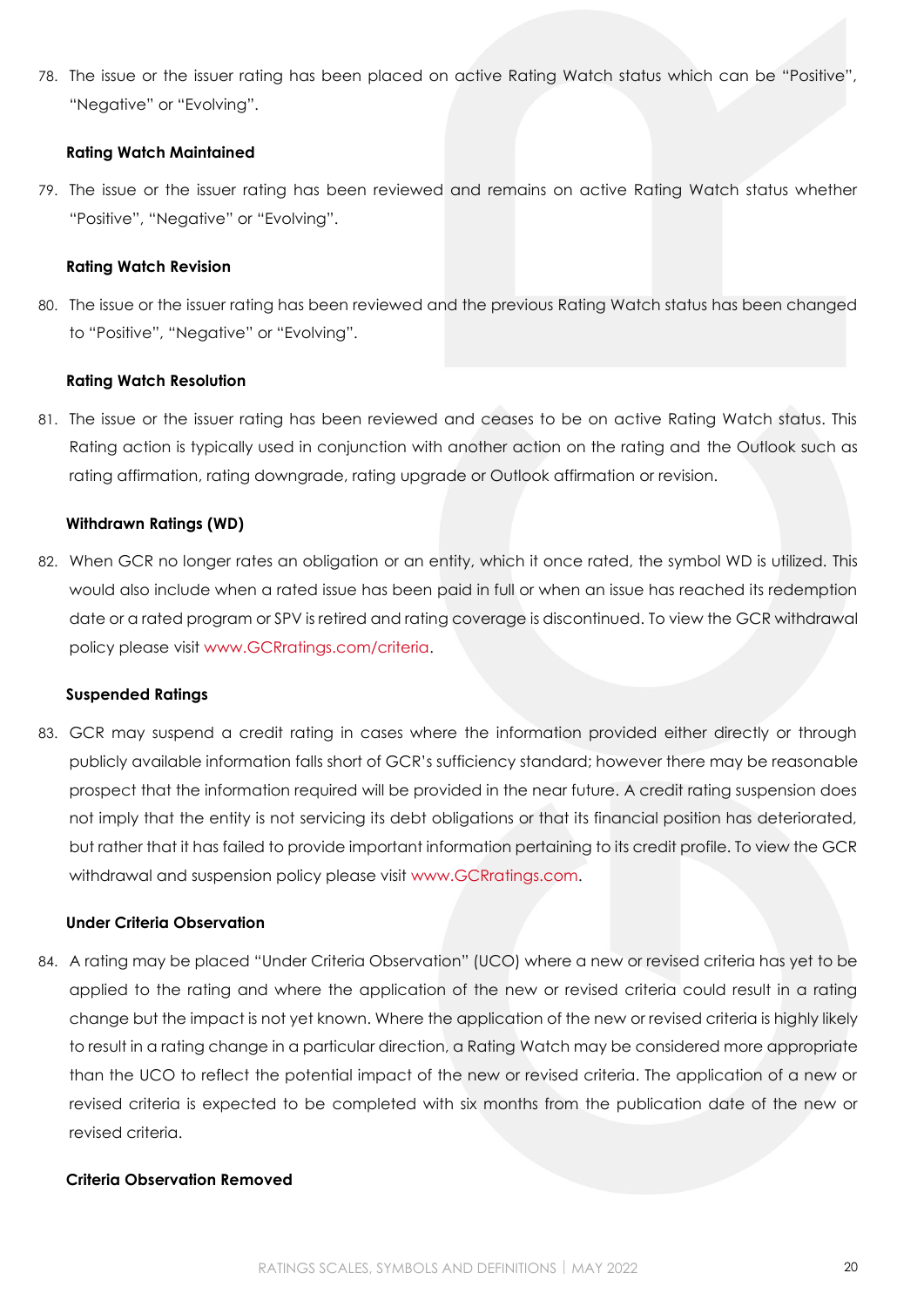78. The issue or the issuer rating has been placed on active Rating Watch status which can be "Positive", "Negative" or "Evolving".

**Rating Watch Maintained**

79. The issue or the issuer rating has been reviewed and remains on active Rating Watch status whether "Positive", "Negative" or "Evolving".

**Rating Watch Revision**

80. The issue or the issuer rating has been reviewed and the previous Rating Watch status has been changed to "Positive", "Negative" or "Evolving".

**Rating Watch Resolution**

81. The issue or the issuer rating has been reviewed and ceases to be on active Rating Watch status. This Rating action is typically used in conjunction with another action on the rating and the Outlook such as rating affirmation, rating downgrade, rating upgrade or Outlook affirmation or revision.

**Withdrawn Ratings (WD)**

82. When GCR no longer rates an obligation or an entity, which it once rated, the symbol WD is utilized. This would also include when a rated issue has been paid in full or when an issue has reached its redemption date or a rated program or SPV is retired and rating coverage is discontinued. To view the GCR withdrawal policy please visit www.GCRratings.com/criteria.

**Suspended Ratings**

83. GCR may suspend a credit rating in cases where the information provided either directly or through publicly available information falls short of GCR's sufficiency standard; however there may be reasonable prospect that the information required will be provided in the near future. A credit rating suspension does not imply that the entity is not servicing its debt obligations or that its financial position has deteriorated, but rather that it has failed to provide important information pertaining to its credit profile. To view the GCR withdrawal and suspension policy please visit www.GCRratings.com.

**Under Criteria Observation**

84. A rating may be placed "Under Criteria Observation" (UCO) where a new or revised criteria has yet to be applied to the rating and where the application of the new or revised criteria could result in a rating change but the impact is not yet known. Where the application of the new or revised criteria is highly likely to result in a rating change in a particular direction, a Rating Watch may be considered more appropriate than the UCO to reflect the potential impact of the new or revised criteria. The application of a new or revised criteria is expected to be completed with six months from the publication date of the new or revised criteria.

**Criteria Observation Removed**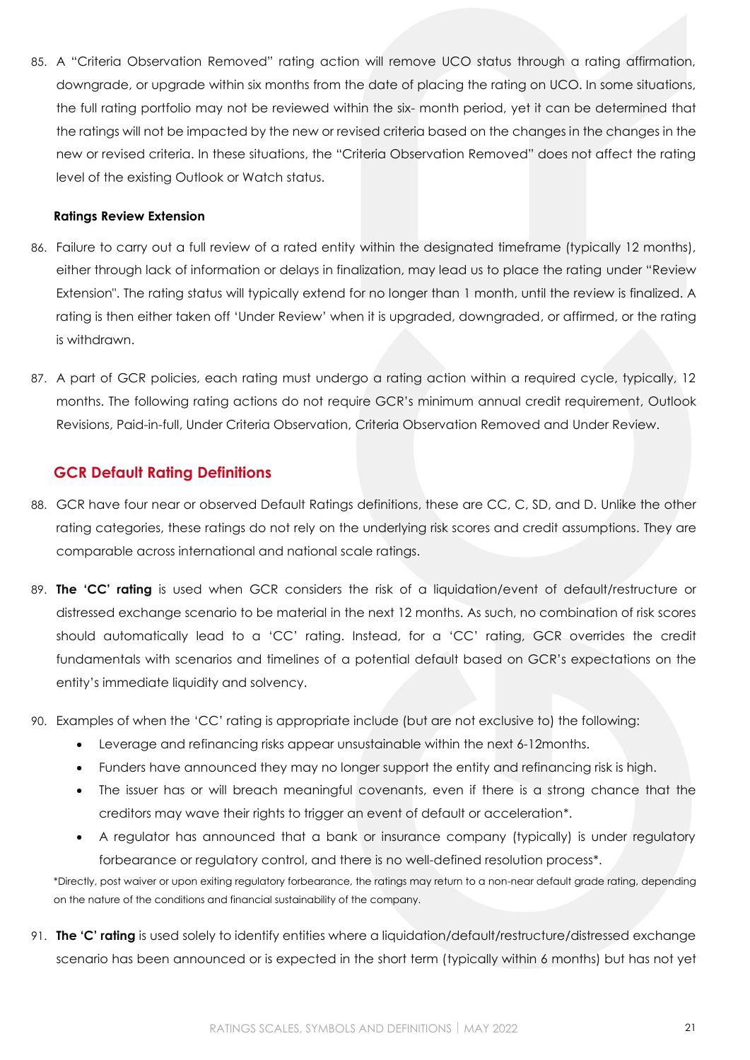85. A "Criteria Observation Removed" rating action will remove UCO status through a rating affirmation, downgrade, or upgrade within six months from the date of placing the rating on UCO. In some situations, the full rating portfolio may not be reviewed within the six- month period, yet it can be determined that the ratings will not be impacted by the new or revised criteria based on the changes in the changes in the new or revised criteria. In these situations, the "Criteria Observation Removed" does not affect the rating level of the existing Outlook or Watch status.

**Ratings Review Extension**

86. Failure to carry out a full review of a rated entity within the designated timeframe (typically 12 months), either through lack of information or delays in finalization, may lead us to place the rating under "Review Extension". The rating status will typically extend for no longer than 1 month, until the review is finalized. A rating is then either taken off 'Under Review' when it is upgraded, downgraded, or affirmed, or the rating is withdrawn.

87. A part of GCR policies, each rating must undergo a rating action within a required cycle, typically, 12 months. The following rating actions do not require GCR's minimum annual credit requirement, Outlook Revisions, Paid-in-full, Under Criteria Observation, Criteria Observation Removed and Under Review.

## GCR Default Rating Definitions

88. GCR have four near or observed Default Ratings definitions, these are CC, C, SD, and D. Unlike the other rating categories, these ratings do not rely on the underlying risk scores and credit assumptions. They are comparable across international and national scale ratings.

89. **The 'CC' rating** is used when GCR considers the risk of a liquidation/event of default/restructure or distressed exchange scenario to be material in the next 12 months. As such, no combination of risk scores should automatically lead to a 'CC' rating. Instead, for a 'CC' rating, GCR overrides the credit fundamentals with scenarios and timelines of a potential default based on GCR's expectations on the entity's immediate liquidity and solvency.

90. Examples of when the 'CC' rating is appropriate include (but are not exclusive to) the following:
    - Leverage and refinancing risks appear unsustainable within the next 6-12months.
    - Funders have announced they may no longer support the entity and refinancing risk is high.
    - The issuer has or will breach meaningful covenants, even if there is a strong chance that the creditors may wave their rights to trigger an event of default or acceleration*.
    - A regulator has announced that a bank or insurance company (typically) is under regulatory forbearance or regulatory control, and there is no well-defined resolution process*.

*Directly, post waiver or upon exiting regulatory forbearance, the ratings may return to a non-near default grade rating, depending on the nature of the conditions and financial sustainability of the company.

91. **The 'C' rating** is used solely to identify entities where a liquidation/default/restructure/distressed exchange scenario has been announced or is expected in the short term (typically within 6 months) but has not yet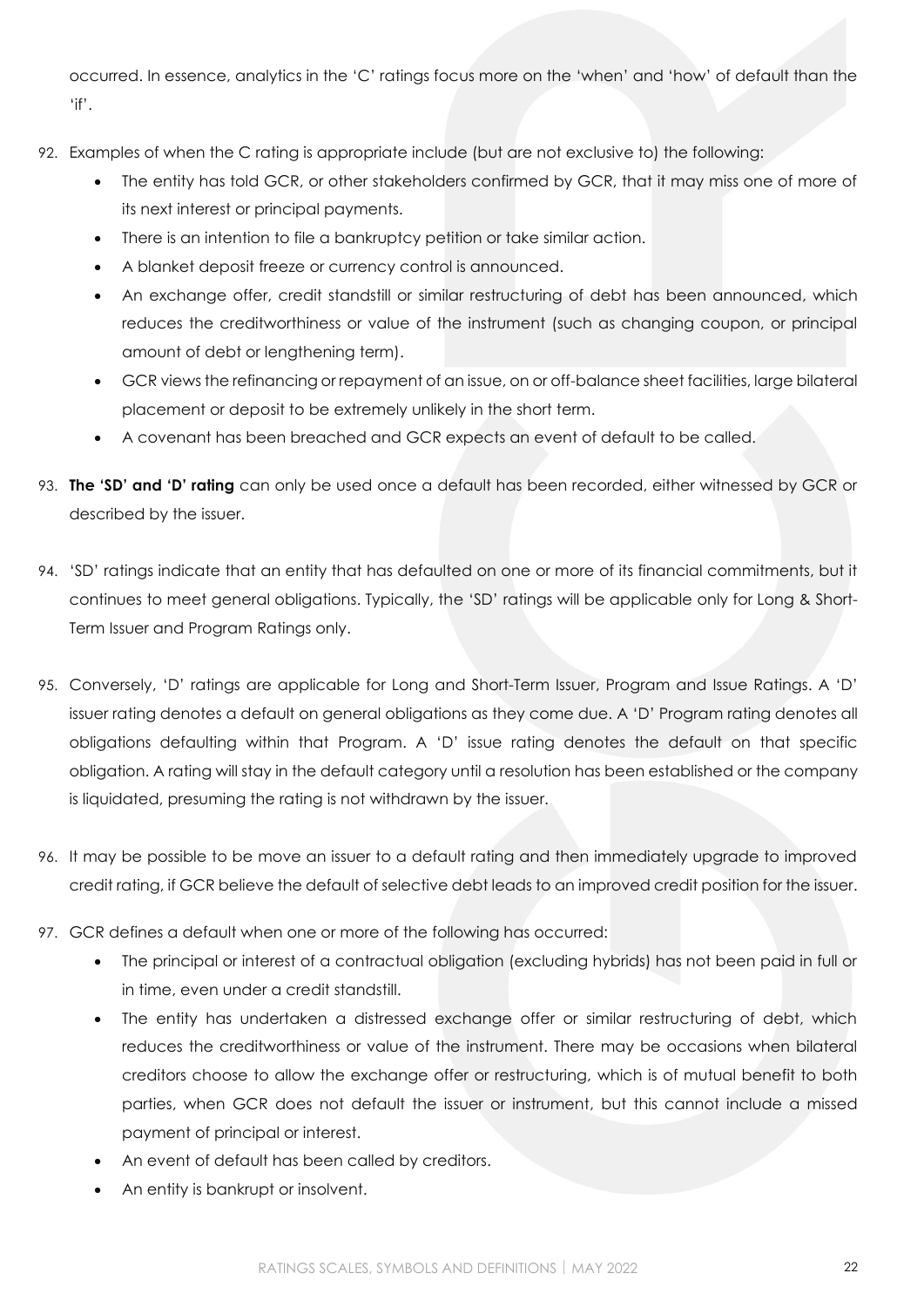occurred. In essence, analytics in the 'C' ratings focus more on the 'when' and 'how' of default than the 'if'.

92. Examples of when the C rating is appropriate include (but are not exclusive to) the following:
    - The entity has told GCR, or other stakeholders confirmed by GCR, that it may miss one of more of its next interest or principal payments.
    - There is an intention to file a bankruptcy petition or take similar action.
    - A blanket deposit freeze or currency control is announced.
    - An exchange offer, credit standstill or similar restructuring of debt has been announced, which reduces the creditworthiness or value of the instrument (such as changing coupon, or principal amount of debt or lengthening term).
    - GCR views the refinancing or repayment of an issue, on or off-balance sheet facilities, large bilateral placement or deposit to be extremely unlikely in the short term.
    - A covenant has been breached and GCR expects an event of default to be called.

93. **The 'SD' and 'D' rating** can only be used once a default has been recorded, either witnessed by GCR or described by the issuer.

94. 'SD' ratings indicate that an entity that has defaulted on one or more of its financial commitments, but it continues to meet general obligations. Typically, the 'SD' ratings will be applicable only for Long & Short-Term Issuer and Program Ratings only.

95. Conversely, 'D' ratings are applicable for Long and Short-Term Issuer, Program and Issue Ratings. A 'D' issuer rating denotes a default on general obligations as they come due. A 'D' Program rating denotes all obligations defaulting within that Program. A 'D' issue rating denotes the default on that specific obligation. A rating will stay in the default category until a resolution has been established or the company is liquidated, presuming the rating is not withdrawn by the issuer.

96. It may be possible to be move an issuer to a default rating and then immediately upgrade to improved credit rating, if GCR believe the default of selective debt leads to an improved credit position for the issuer.

97. GCR defines a default when one or more of the following has occurred:
    - The principal or interest of a contractual obligation (excluding hybrids) has not been paid in full or in time, even under a credit standstill.
    - The entity has undertaken a distressed exchange offer or similar restructuring of debt, which reduces the creditworthiness or value of the instrument. There may be occasions when bilateral creditors choose to allow the exchange offer or restructuring, which is of mutual benefit to both parties, when GCR does not default the issuer or instrument, but this cannot include a missed payment of principal or interest.
    - An event of default has been called by creditors.
    - An entity is bankrupt or insolvent.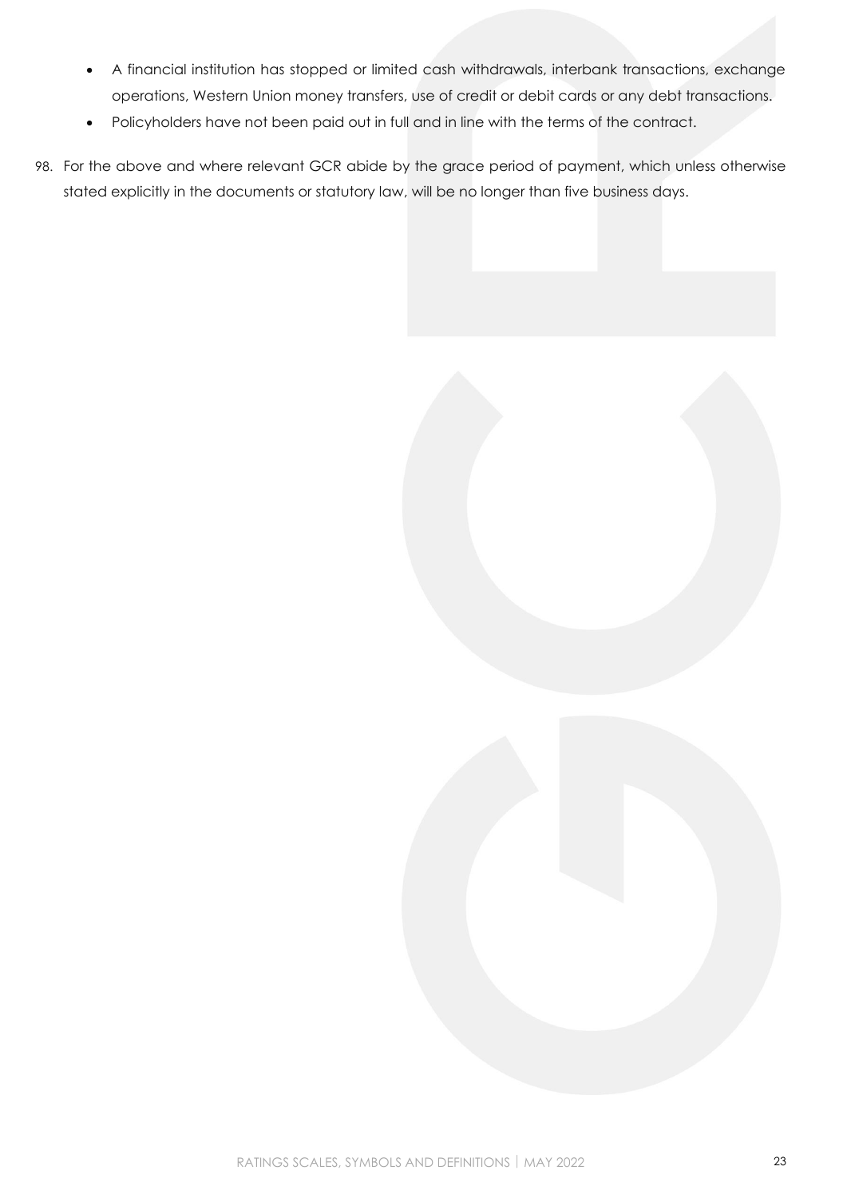- A financial institution has stopped or limited cash withdrawals, interbank transactions, exchange operations, Western Union money transfers, use of credit or debit cards or any debt transactions.
- Policyholders have not been paid out in full and in line with the terms of the contract.

98. For the above and where relevant GCR abide by the grace period of payment, which unless otherwise stated explicitly in the documents or statutory law, will be no longer than five business days.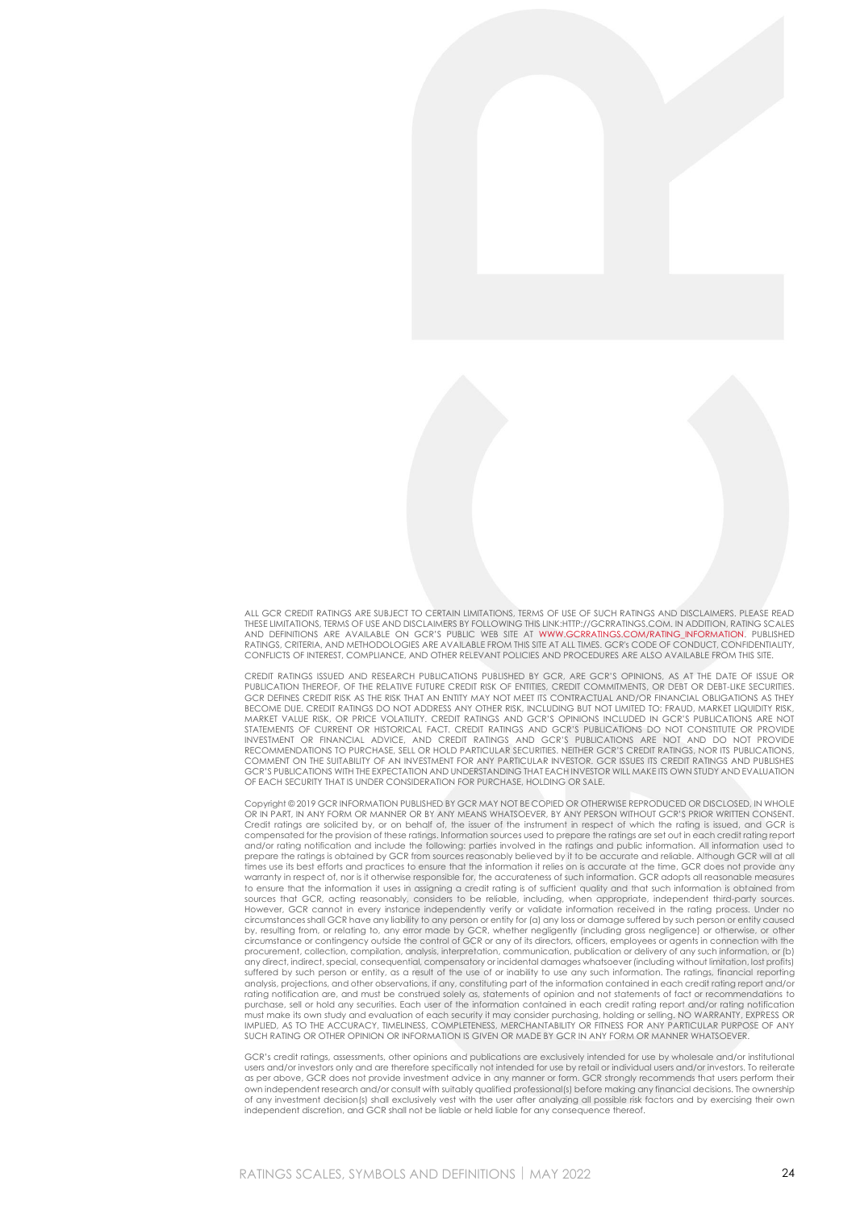ALL GCR CREDIT RATINGS ARE SUBJECT TO CERTAIN LIMITATIONS, TERMS OF USE OF SUCH RATINGS AND DISCLAIMERS. PLEASE READ THESE LIMITATIONS, TERMS OF USE AND DISCLAIMERS BY FOLLOWING THIS LINK:HTTP://GCRRATINGS.COM. IN ADDITION, RATING SCALES AND DEFINITIONS ARE AVAILABLE ON GCR'S PUBLIC WEB SITE AT WWW.GCRRATINGS.COM/RATING_INFORMATION. PUBLISHED RATINGS, CRITERIA, AND METHODOLOGIES ARE AVAILABLE FROM THIS SITE AT ALL TIMES. GCR's CODE OF CONDUCT, CONFIDENTIALITY, CONFLICTS OF INTEREST, COMPLIANCE, AND OTHER RELEVANT POLICIES AND PROCEDURES ARE ALSO AVAILABLE FROM THIS SITE.

CREDIT RATINGS ISSUED AND RESEARCH PUBLICATIONS PUBLISHED BY GCR, ARE GCR'S OPINIONS, AS AT THE DATE OF ISSUE OR PUBLICATION THEREOF, OF THE RELATIVE FUTURE CREDIT RISK OF ENTITIES, CREDIT COMMITMENTS, OR DEBT OR DEBT-LIKE SECURITIES. GCR DEFINES CREDIT RISK AS THE RISK THAT AN ENTITY MAY NOT MEET ITS CONTRACTUAL AND/OR FINANCIAL OBLIGATIONS AS THEY BECOME DUE. CREDIT RATINGS DO NOT ADDRESS ANY OTHER RISK, INCLUDING BUT NOT LIMITED TO: FRAUD, MARKET LIQUIDITY RISK, MARKET VALUE RISK, OR PRICE VOLATILITY. CREDIT RATINGS AND GCR'S OPINIONS INCLUDED IN GCR'S PUBLICATIONS ARE NOT STATEMENTS OF CURRENT OR HISTORICAL FACT. CREDIT RATINGS AND GCR'S PUBLICATIONS DO NOT CONSTITUTE OR PROVIDE INVESTMENT OR FINANCIAL ADVICE, AND CREDIT RATINGS AND GCR'S PUBLICATIONS ARE NOT AND DO NOT PROVIDE RECOMMENDATIONS TO PURCHASE, SELL OR HOLD PARTICULAR SECURITIES. NEITHER GCR'S CREDIT RATINGS, NOR ITS PUBLICATIONS, COMMENT ON THE SUITABILITY OF AN INVESTMENT FOR ANY PARTICULAR INVESTOR. GCR ISSUES ITS CREDIT RATINGS AND PUBLISHES GCR'S PUBLICATIONS WITH THE EXPECTATION AND UNDERSTANDING THAT EACH INVESTOR WILL MAKE ITS OWN STUDY AND EVALUATION OF EACH SECURITY THAT IS UNDER CONSIDERATION FOR PURCHASE, HOLDING OR SALE.

Copyright © 2019 GCR INFORMATION PUBLISHED BY GCR MAY NOT BE COPIED OR OTHERWISE REPRODUCED OR DISCLOSED, IN WHOLE OR IN PART, IN ANY FORM OR MANNER OR BY ANY MEANS WHATSOEVER, BY ANY PERSON WITHOUT GCR'S PRIOR WRITTEN CONSENT. Credit ratings are solicited by, or on behalf of, the issuer of the instrument in respect of which the rating is issued, and GCR is compensated for the provision of these ratings. Information sources used to prepare the ratings are set out in each credit rating report and/or rating notification and include the following: parties involved in the ratings and public information. All information used to prepare the ratings is obtained by GCR from sources reasonably believed by it to be accurate and reliable. Although GCR will at all times use its best efforts and practices to ensure that the information it relies on is accurate at the time, GCR does not provide any warranty in respect of, nor is it otherwise responsible for, the accurateness of such information. GCR adopts all reasonable measures to ensure that the information it uses in assigning a credit rating is of sufficient quality and that such information is obtained from sources that GCR, acting reasonably, considers to be reliable, including, when appropriate, independent third-party sources. However, GCR cannot in every instance independently verify or validate information received in the rating process. Under no circumstances shall GCR have any liability to any person or entity for (a) any loss or damage suffered by such person or entity caused by, resulting from, or relating to, any error made by GCR, whether negligently (including gross negligence) or otherwise, or other circumstance or contingency outside the control of GCR or any of its directors, officers, employees or agents in connection with the procurement, collection, compilation, analysis, interpretation, communication, publication or delivery of any such information, or (b) any direct, indirect, special, consequential, compensatory or incidental damages whatsoever (including without limitation, lost profits) suffered by such person or entity, as a result of the use of or inability to use any such information. The ratings, financial reporting analysis, projections, and other observations, if any, constituting part of the information contained in each credit rating report and/or rating notification are, and must be construed solely as, statements of opinion and not statements of fact or recommendations to purchase, sell or hold any securities. Each user of the information contained in each credit rating report and/or rating notification must make its own study and evaluation of each security it may consider purchasing, holding or selling. NO WARRANTY, EXPRESS OR IMPLIED, AS TO THE ACCURACY, TIMELINESS, COMPLETENESS, MERCHANTABILITY OR FITNESS FOR ANY PARTICULAR PURPOSE OF ANY SUCH RATING OR OTHER OPINION OR INFORMATION IS GIVEN OR MADE BY GCR IN ANY FORM OR MANNER WHATSOEVER.

GCR's credit ratings, assessments, other opinions and publications are exclusively intended for use by wholesale and/or institutional users and/or investors only and are therefore specifically not intended for use by retail or individual users and/or investors. To reiterate as per above, GCR does not provide investment advice in any manner or form. GCR strongly recommends that users perform their own independent research and/or consult with suitably qualified professional(s) before making any financial decisions. The ownership of any investment decision(s) shall exclusively vest with the user after analyzing all possible risk factors and by exercising their own independent discretion, and GCR shall not be liable or held liable for any consequence thereof.